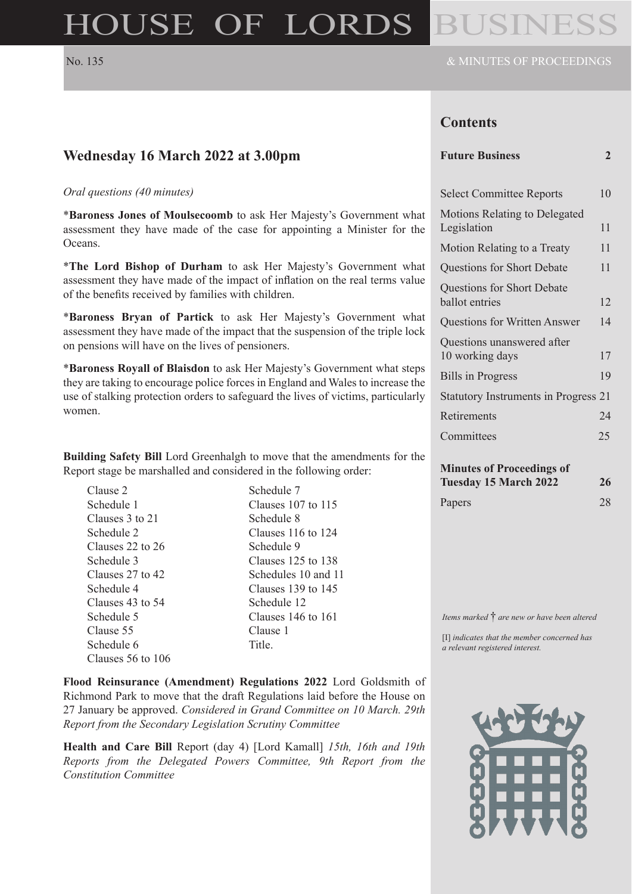# HOUSE OF LORDS BUSINESS

No. 135

& MINUTES OF PROCEEDINGS

## Contents

| | |
|---|---|
| **Future Business** | **2** |
| Select Committee Reports | 10 |
| Motions Relating to Delegated Legislation | 11 |
| Motion Relating to a Treaty | 11 |
| Questions for Short Debate | 11 |
| Questions for Short Debate ballot entries | 12 |
| Questions for Written Answer | 14 |
| Questions unanswered after 10 working days | 17 |
| Bills in Progress | 19 |
| Statutory Instruments in Progress | 21 |
| Retirements | 24 |
| Committees | 25 |
| **Minutes of Proceedings of Tuesday 15 March 2022** | **26** |
| Papers | 28 |

*Items marked † are new or have been altered*

[I] *indicates that the member concerned has a relevant registered interest.*

## Wednesday 16 March 2022 at 3.00pm

*Oral questions (40 minutes)*

*__Baroness Jones of Moulsecoomb__ to ask Her Majesty's Government what assessment they have made of the case for appointing a Minister for the Oceans.

*__The Lord Bishop of Durham__ to ask Her Majesty's Government what assessment they have made of the impact of inflation on the real terms value of the benefits received by families with children.

*__Baroness Bryan of Partick__ to ask Her Majesty's Government what assessment they have made of the impact that the suspension of the triple lock on pensions will have on the lives of pensioners.

*__Baroness Royall of Blaisdon__ to ask Her Majesty's Government what steps they are taking to encourage police forces in England and Wales to increase the use of stalking protection orders to safeguard the lives of victims, particularly women.

**Building Safety Bill** Lord Greenhalgh to move that the amendments for the Report stage be marshalled and considered in the following order:

Clause 2
Schedule 1
Clauses 3 to 21
Schedule 2
Clauses 22 to 26
Schedule 3
Clauses 27 to 42
Schedule 4
Clauses 43 to 54
Schedule 5
Clause 55
Schedule 6
Clauses 56 to 106
Schedule 7
Clauses 107 to 115
Schedule 8
Clauses 116 to 124
Schedule 9
Clauses 125 to 138
Schedules 10 and 11
Clauses 139 to 145
Schedule 12
Clauses 146 to 161
Clause 1
Title.

**Flood Reinsurance (Amendment) Regulations 2022** Lord Goldsmith of Richmond Park to move that the draft Regulations laid before the House on 27 January be approved. *Considered in Grand Committee on 10 March. 29th Report from the Secondary Legislation Scrutiny Committee*

**Health and Care Bill** Report (day 4) [Lord Kamall] *15th, 16th and 19th Reports from the Delegated Powers Committee, 9th Report from the Constitution Committee*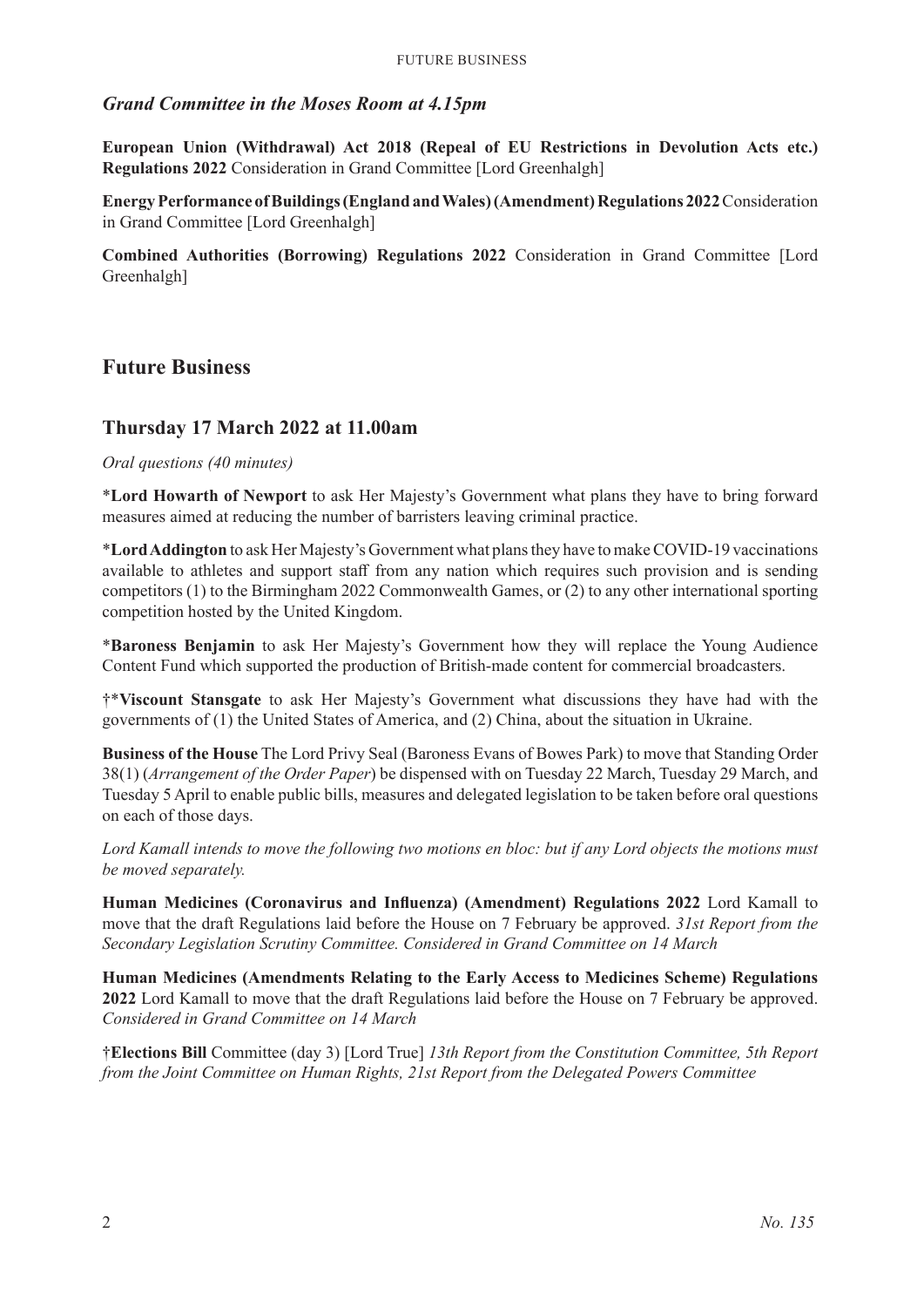### *Grand Committee in the Moses Room at 4.15pm*

**European Union (Withdrawal) Act 2018 (Repeal of EU Restrictions in Devolution Acts etc.) Regulations 2022** Consideration in Grand Committee [Lord Greenhalgh]

**Energy Performance of Buildings (England and Wales) (Amendment) Regulations 2022** Consideration in Grand Committee [Lord Greenhalgh]

**Combined Authorities (Borrowing) Regulations 2022** Consideration in Grand Committee [Lord Greenhalgh]

## Future Business

### Thursday 17 March 2022 at 11.00am

*Oral questions (40 minutes)*

\***Lord Howarth of Newport** to ask Her Majesty's Government what plans they have to bring forward measures aimed at reducing the number of barristers leaving criminal practice.

\***Lord Addington** to ask Her Majesty's Government what plans they have to make COVID-19 vaccinations available to athletes and support staff from any nation which requires such provision and is sending competitors (1) to the Birmingham 2022 Commonwealth Games, or (2) to any other international sporting competition hosted by the United Kingdom.

\***Baroness Benjamin** to ask Her Majesty's Government how they will replace the Young Audience Content Fund which supported the production of British-made content for commercial broadcasters.

†\***Viscount Stansgate** to ask Her Majesty's Government what discussions they have had with the governments of (1) the United States of America, and (2) China, about the situation in Ukraine.

**Business of the House** The Lord Privy Seal (Baroness Evans of Bowes Park) to move that Standing Order 38(1) (*Arrangement of the Order Paper*) be dispensed with on Tuesday 22 March, Tuesday 29 March, and Tuesday 5 April to enable public bills, measures and delegated legislation to be taken before oral questions on each of those days.

*Lord Kamall intends to move the following two motions en bloc: but if any Lord objects the motions must be moved separately.*

**Human Medicines (Coronavirus and Influenza) (Amendment) Regulations 2022** Lord Kamall to move that the draft Regulations laid before the House on 7 February be approved. *31st Report from the Secondary Legislation Scrutiny Committee. Considered in Grand Committee on 14 March*

**Human Medicines (Amendments Relating to the Early Access to Medicines Scheme) Regulations 2022** Lord Kamall to move that the draft Regulations laid before the House on 7 February be approved. *Considered in Grand Committee on 14 March*

†**Elections Bill** Committee (day 3) [Lord True] *13th Report from the Constitution Committee, 5th Report from the Joint Committee on Human Rights, 21st Report from the Delegated Powers Committee*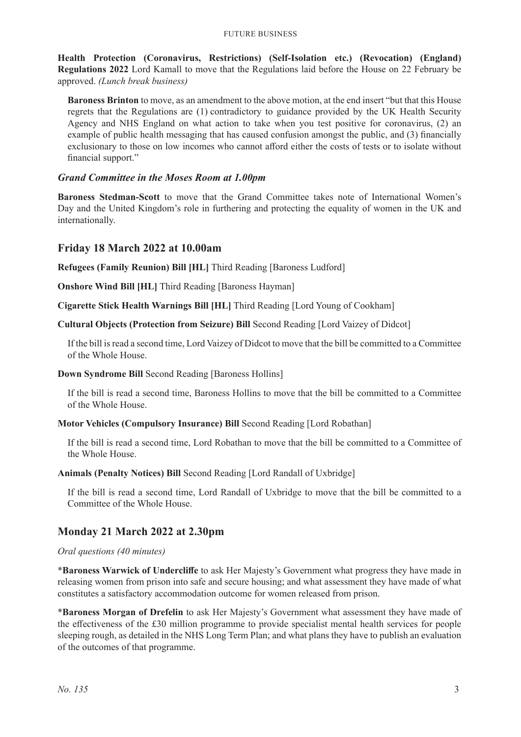**Health Protection (Coronavirus, Restrictions) (Self-Isolation etc.) (Revocation) (England) Regulations 2022** Lord Kamall to move that the Regulations laid before the House on 22 February be approved. *(Lunch break business)*

**Baroness Brinton** to move, as an amendment to the above motion, at the end insert "but that this House regrets that the Regulations are (1) contradictory to guidance provided by the UK Health Security Agency and NHS England on what action to take when you test positive for coronavirus, (2) an example of public health messaging that has caused confusion amongst the public, and (3) financially exclusionary to those on low incomes who cannot afford either the costs of tests or to isolate without financial support."

### *Grand Committee in the Moses Room at 1.00pm*

**Baroness Stedman-Scott** to move that the Grand Committee takes note of International Women's Day and the United Kingdom's role in furthering and protecting the equality of women in the UK and internationally.

## Friday 18 March 2022 at 10.00am

**Refugees (Family Reunion) Bill [HL]** Third Reading [Baroness Ludford]

**Onshore Wind Bill [HL]** Third Reading [Baroness Hayman]

**Cigarette Stick Health Warnings Bill [HL]** Third Reading [Lord Young of Cookham]

**Cultural Objects (Protection from Seizure) Bill** Second Reading [Lord Vaizey of Didcot]

If the bill is read a second time, Lord Vaizey of Didcot to move that the bill be committed to a Committee of the Whole House.

**Down Syndrome Bill** Second Reading [Baroness Hollins]

If the bill is read a second time, Baroness Hollins to move that the bill be committed to a Committee of the Whole House.

**Motor Vehicles (Compulsory Insurance) Bill** Second Reading [Lord Robathan]

If the bill is read a second time, Lord Robathan to move that the bill be committed to a Committee of the Whole House.

**Animals (Penalty Notices) Bill** Second Reading [Lord Randall of Uxbridge]

If the bill is read a second time, Lord Randall of Uxbridge to move that the bill be committed to a Committee of the Whole House.

## Monday 21 March 2022 at 2.30pm

*Oral questions (40 minutes)*

*__Baroness Warwick of Undercliffe__ to ask Her Majesty's Government what progress they have made in releasing women from prison into safe and secure housing; and what assessment they have made of what constitutes a satisfactory accommodation outcome for women released from prison.

*__Baroness Morgan of Drefelin__ to ask Her Majesty's Government what assessment they have made of the effectiveness of the £30 million programme to provide specialist mental health services for people sleeping rough, as detailed in the NHS Long Term Plan; and what plans they have to publish an evaluation of the outcomes of that programme.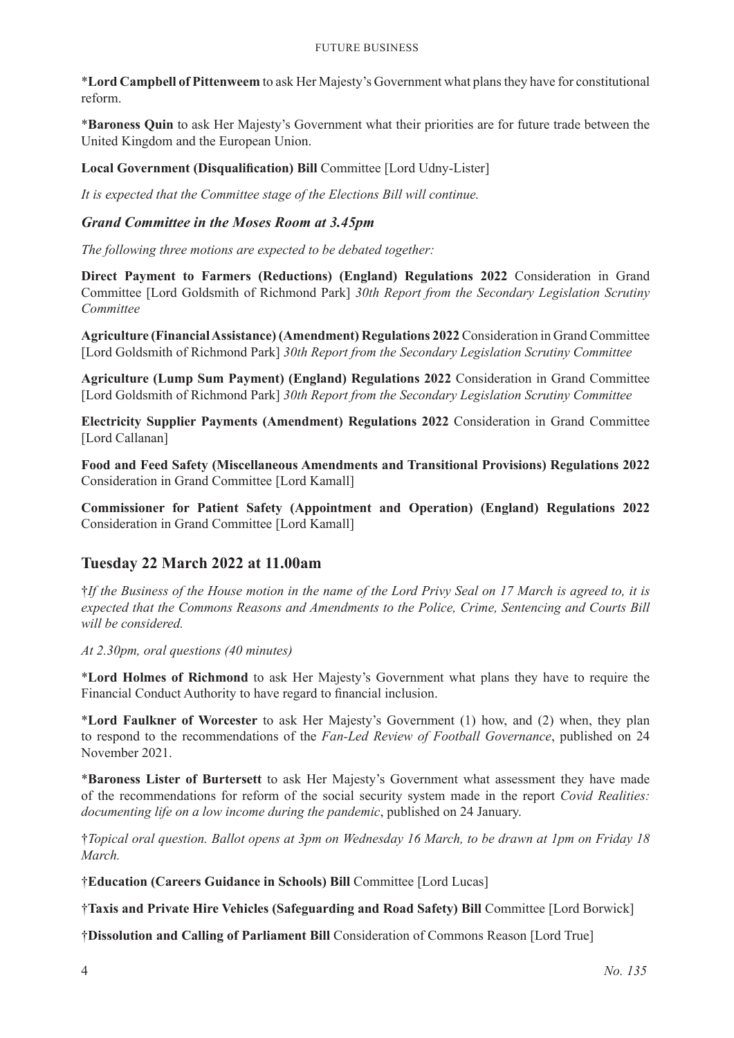***Lord Campbell of Pittenweem** to ask Her Majesty's Government what plans they have for constitutional reform.

***Baroness Quin** to ask Her Majesty's Government what their priorities are for future trade between the United Kingdom and the European Union.

**Local Government (Disqualification) Bill** Committee [Lord Udny-Lister]

*It is expected that the Committee stage of the Elections Bill will continue.*

### *Grand Committee in the Moses Room at 3.45pm*

*The following three motions are expected to be debated together:*

**Direct Payment to Farmers (Reductions) (England) Regulations 2022** Consideration in Grand Committee [Lord Goldsmith of Richmond Park] *30th Report from the Secondary Legislation Scrutiny Committee*

**Agriculture (Financial Assistance) (Amendment) Regulations 2022** Consideration in Grand Committee [Lord Goldsmith of Richmond Park] *30th Report from the Secondary Legislation Scrutiny Committee*

**Agriculture (Lump Sum Payment) (England) Regulations 2022** Consideration in Grand Committee [Lord Goldsmith of Richmond Park] *30th Report from the Secondary Legislation Scrutiny Committee*

**Electricity Supplier Payments (Amendment) Regulations 2022** Consideration in Grand Committee [Lord Callanan]

**Food and Feed Safety (Miscellaneous Amendments and Transitional Provisions) Regulations 2022** Consideration in Grand Committee [Lord Kamall]

**Commissioner for Patient Safety (Appointment and Operation) (England) Regulations 2022** Consideration in Grand Committee [Lord Kamall]

## Tuesday 22 March 2022 at 11.00am

†*If the Business of the House motion in the name of the Lord Privy Seal on 17 March is agreed to, it is expected that the Commons Reasons and Amendments to the Police, Crime, Sentencing and Courts Bill will be considered.*

*At 2.30pm, oral questions (40 minutes)*

***Lord Holmes of Richmond** to ask Her Majesty's Government what plans they have to require the Financial Conduct Authority to have regard to financial inclusion.

***Lord Faulkner of Worcester** to ask Her Majesty's Government (1) how, and (2) when, they plan to respond to the recommendations of the *Fan-Led Review of Football Governance*, published on 24 November 2021.

***Baroness Lister of Burtersett** to ask Her Majesty's Government what assessment they have made of the recommendations for reform of the social security system made in the report *Covid Realities: documenting life on a low income during the pandemic*, published on 24 January.

†*Topical oral question. Ballot opens at 3pm on Wednesday 16 March, to be drawn at 1pm on Friday 18 March.*

†**Education (Careers Guidance in Schools) Bill** Committee [Lord Lucas]

†**Taxis and Private Hire Vehicles (Safeguarding and Road Safety) Bill** Committee [Lord Borwick]

†**Dissolution and Calling of Parliament Bill** Consideration of Commons Reason [Lord True]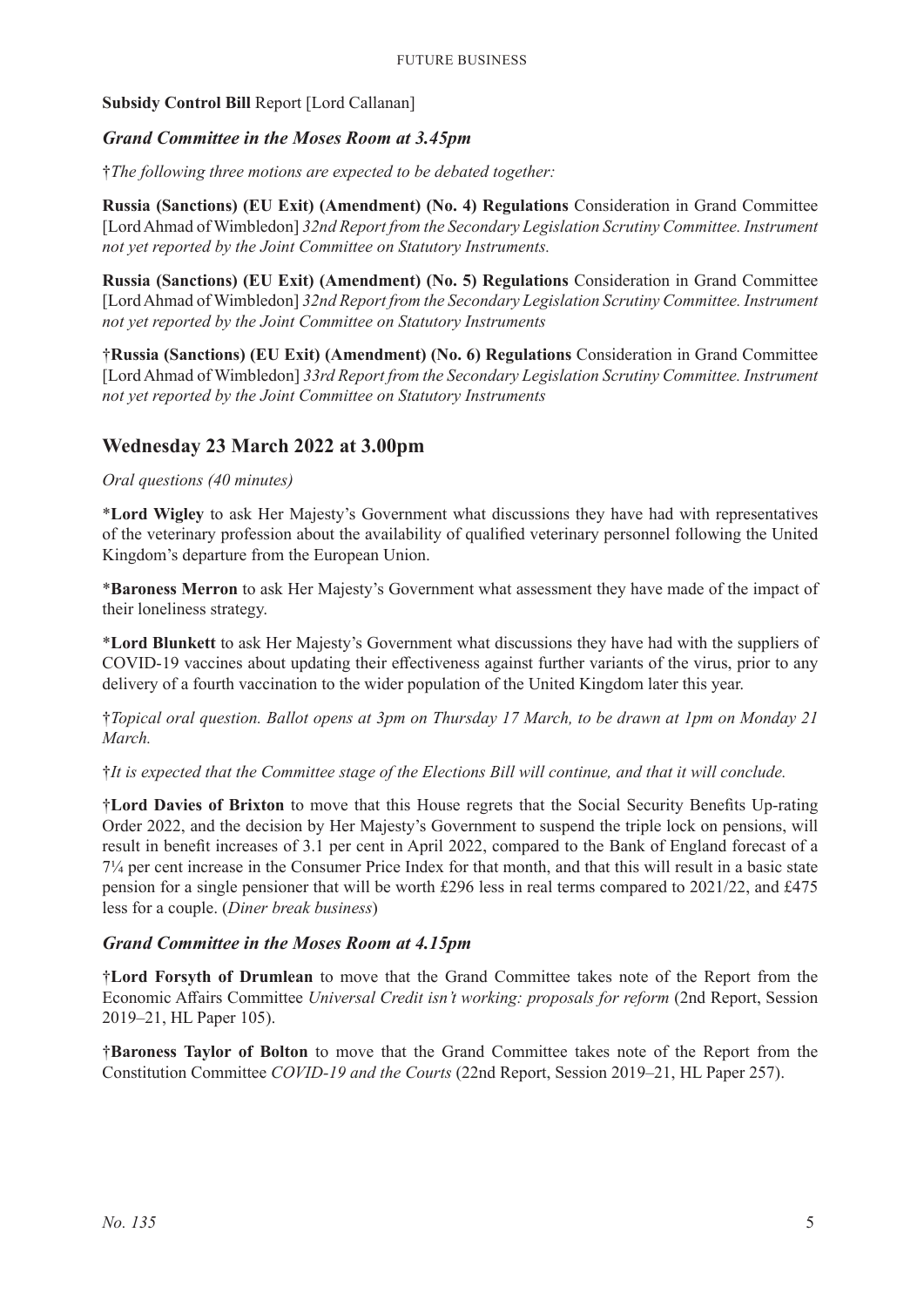**Subsidy Control Bill** Report [Lord Callanan]

### *Grand Committee in the Moses Room at 3.45pm*

†*The following three motions are expected to be debated together:*

**Russia (Sanctions) (EU Exit) (Amendment) (No. 4) Regulations** Consideration in Grand Committee [Lord Ahmad of Wimbledon] *32nd Report from the Secondary Legislation Scrutiny Committee. Instrument not yet reported by the Joint Committee on Statutory Instruments.*

**Russia (Sanctions) (EU Exit) (Amendment) (No. 5) Regulations** Consideration in Grand Committee [Lord Ahmad of Wimbledon] *32nd Report from the Secondary Legislation Scrutiny Committee. Instrument not yet reported by the Joint Committee on Statutory Instruments*

†**Russia (Sanctions) (EU Exit) (Amendment) (No. 6) Regulations** Consideration in Grand Committee [Lord Ahmad of Wimbledon] *33rd Report from the Secondary Legislation Scrutiny Committee. Instrument not yet reported by the Joint Committee on Statutory Instruments*

## Wednesday 23 March 2022 at 3.00pm

*Oral questions (40 minutes)*

*__Lord Wigley__ to ask Her Majesty's Government what discussions they have had with representatives of the veterinary profession about the availability of qualified veterinary personnel following the United Kingdom's departure from the European Union.

*__Baroness Merron__ to ask Her Majesty's Government what assessment they have made of the impact of their loneliness strategy.

*__Lord Blunkett__ to ask Her Majesty's Government what discussions they have had with the suppliers of COVID-19 vaccines about updating their effectiveness against further variants of the virus, prior to any delivery of a fourth vaccination to the wider population of the United Kingdom later this year.

†*Topical oral question. Ballot opens at 3pm on Thursday 17 March, to be drawn at 1pm on Monday 21 March.*

†*It is expected that the Committee stage of the Elections Bill will continue, and that it will conclude.*

†**Lord Davies of Brixton** to move that this House regrets that the Social Security Benefits Up-rating Order 2022, and the decision by Her Majesty's Government to suspend the triple lock on pensions, will result in benefit increases of 3.1 per cent in April 2022, compared to the Bank of England forecast of a 7¼ per cent increase in the Consumer Price Index for that month, and that this will result in a basic state pension for a single pensioner that will be worth £296 less in real terms compared to 2021/22, and £475 less for a couple. (*Diner break business*)

### *Grand Committee in the Moses Room at 4.15pm*

†**Lord Forsyth of Drumlean** to move that the Grand Committee takes note of the Report from the Economic Affairs Committee *Universal Credit isn't working: proposals for reform* (2nd Report, Session 2019–21, HL Paper 105).

†**Baroness Taylor of Bolton** to move that the Grand Committee takes note of the Report from the Constitution Committee *COVID-19 and the Courts* (22nd Report, Session 2019–21, HL Paper 257).

*No. 135*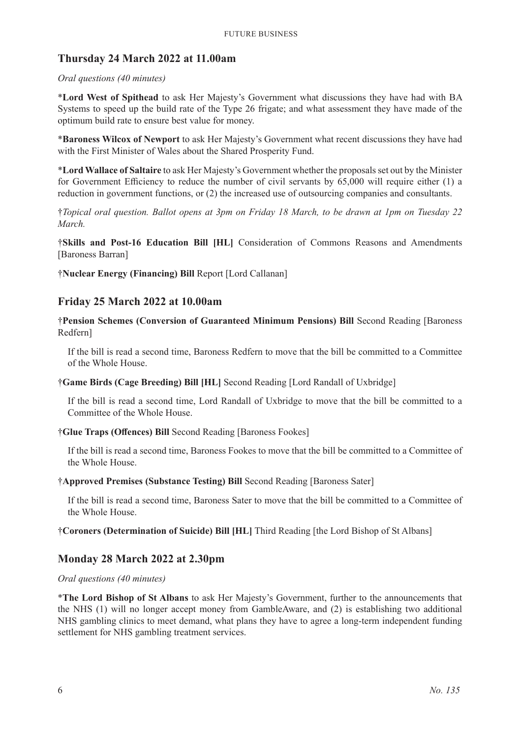## Thursday 24 March 2022 at 11.00am

*Oral questions (40 minutes)*

***Lord West of Spithead** to ask Her Majesty's Government what discussions they have had with BA Systems to speed up the build rate of the Type 26 frigate; and what assessment they have made of the optimum build rate to ensure best value for money.

***Baroness Wilcox of Newport** to ask Her Majesty's Government what recent discussions they have had with the First Minister of Wales about the Shared Prosperity Fund.

***Lord Wallace of Saltaire** to ask Her Majesty's Government whether the proposals set out by the Minister for Government Efficiency to reduce the number of civil servants by 65,000 will require either (1) a reduction in government functions, or (2) the increased use of outsourcing companies and consultants.

†*Topical oral question. Ballot opens at 3pm on Friday 18 March, to be drawn at 1pm on Tuesday 22 March.*

†**Skills and Post-16 Education Bill [HL]** Consideration of Commons Reasons and Amendments [Baroness Barran]

†**Nuclear Energy (Financing) Bill** Report [Lord Callanan]

## Friday 25 March 2022 at 10.00am

†**Pension Schemes (Conversion of Guaranteed Minimum Pensions) Bill** Second Reading [Baroness Redfern]

If the bill is read a second time, Baroness Redfern to move that the bill be committed to a Committee of the Whole House.

†**Game Birds (Cage Breeding) Bill [HL]** Second Reading [Lord Randall of Uxbridge]

If the bill is read a second time, Lord Randall of Uxbridge to move that the bill be committed to a Committee of the Whole House.

†**Glue Traps (Offences) Bill** Second Reading [Baroness Fookes]

If the bill is read a second time, Baroness Fookes to move that the bill be committed to a Committee of the Whole House.

†**Approved Premises (Substance Testing) Bill** Second Reading [Baroness Sater]

If the bill is read a second time, Baroness Sater to move that the bill be committed to a Committee of the Whole House.

†**Coroners (Determination of Suicide) Bill [HL]** Third Reading [the Lord Bishop of St Albans]

## Monday 28 March 2022 at 2.30pm

*Oral questions (40 minutes)*

***The Lord Bishop of St Albans** to ask Her Majesty's Government, further to the announcements that the NHS (1) will no longer accept money from GambleAware, and (2) is establishing two additional NHS gambling clinics to meet demand, what plans they have to agree a long-term independent funding settlement for NHS gambling treatment services.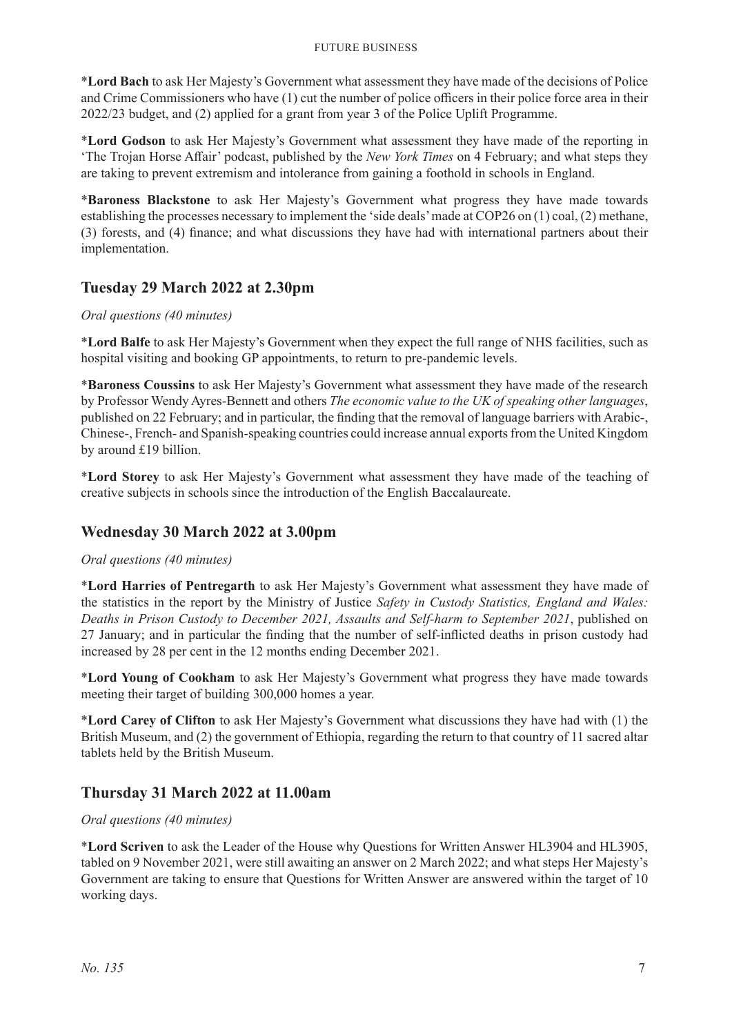\***Lord Bach** to ask Her Majesty's Government what assessment they have made of the decisions of Police and Crime Commissioners who have (1) cut the number of police officers in their police force area in their 2022/23 budget, and (2) applied for a grant from year 3 of the Police Uplift Programme.

\***Lord Godson** to ask Her Majesty's Government what assessment they have made of the reporting in 'The Trojan Horse Affair' podcast, published by the *New York Times* on 4 February; and what steps they are taking to prevent extremism and intolerance from gaining a foothold in schools in England.

\***Baroness Blackstone** to ask Her Majesty's Government what progress they have made towards establishing the processes necessary to implement the 'side deals' made at COP26 on (1) coal, (2) methane, (3) forests, and (4) finance; and what discussions they have had with international partners about their implementation.

## Tuesday 29 March 2022 at 2.30pm

*Oral questions (40 minutes)*

\***Lord Balfe** to ask Her Majesty's Government when they expect the full range of NHS facilities, such as hospital visiting and booking GP appointments, to return to pre-pandemic levels.

\***Baroness Coussins** to ask Her Majesty's Government what assessment they have made of the research by Professor Wendy Ayres-Bennett and others *The economic value to the UK of speaking other languages*, published on 22 February; and in particular, the finding that the removal of language barriers with Arabic-, Chinese-, French- and Spanish-speaking countries could increase annual exports from the United Kingdom by around £19 billion.

\***Lord Storey** to ask Her Majesty's Government what assessment they have made of the teaching of creative subjects in schools since the introduction of the English Baccalaureate.

## Wednesday 30 March 2022 at 3.00pm

*Oral questions (40 minutes)*

\***Lord Harries of Pentregarth** to ask Her Majesty's Government what assessment they have made of the statistics in the report by the Ministry of Justice *Safety in Custody Statistics, England and Wales: Deaths in Prison Custody to December 2021, Assaults and Self-harm to September 2021*, published on 27 January; and in particular the finding that the number of self-inflicted deaths in prison custody had increased by 28 per cent in the 12 months ending December 2021.

\***Lord Young of Cookham** to ask Her Majesty's Government what progress they have made towards meeting their target of building 300,000 homes a year.

\***Lord Carey of Clifton** to ask Her Majesty's Government what discussions they have had with (1) the British Museum, and (2) the government of Ethiopia, regarding the return to that country of 11 sacred altar tablets held by the British Museum.

## Thursday 31 March 2022 at 11.00am

*Oral questions (40 minutes)*

\***Lord Scriven** to ask the Leader of the House why Questions for Written Answer HL3904 and HL3905, tabled on 9 November 2021, were still awaiting an answer on 2 March 2022; and what steps Her Majesty's Government are taking to ensure that Questions for Written Answer are answered within the target of 10 working days.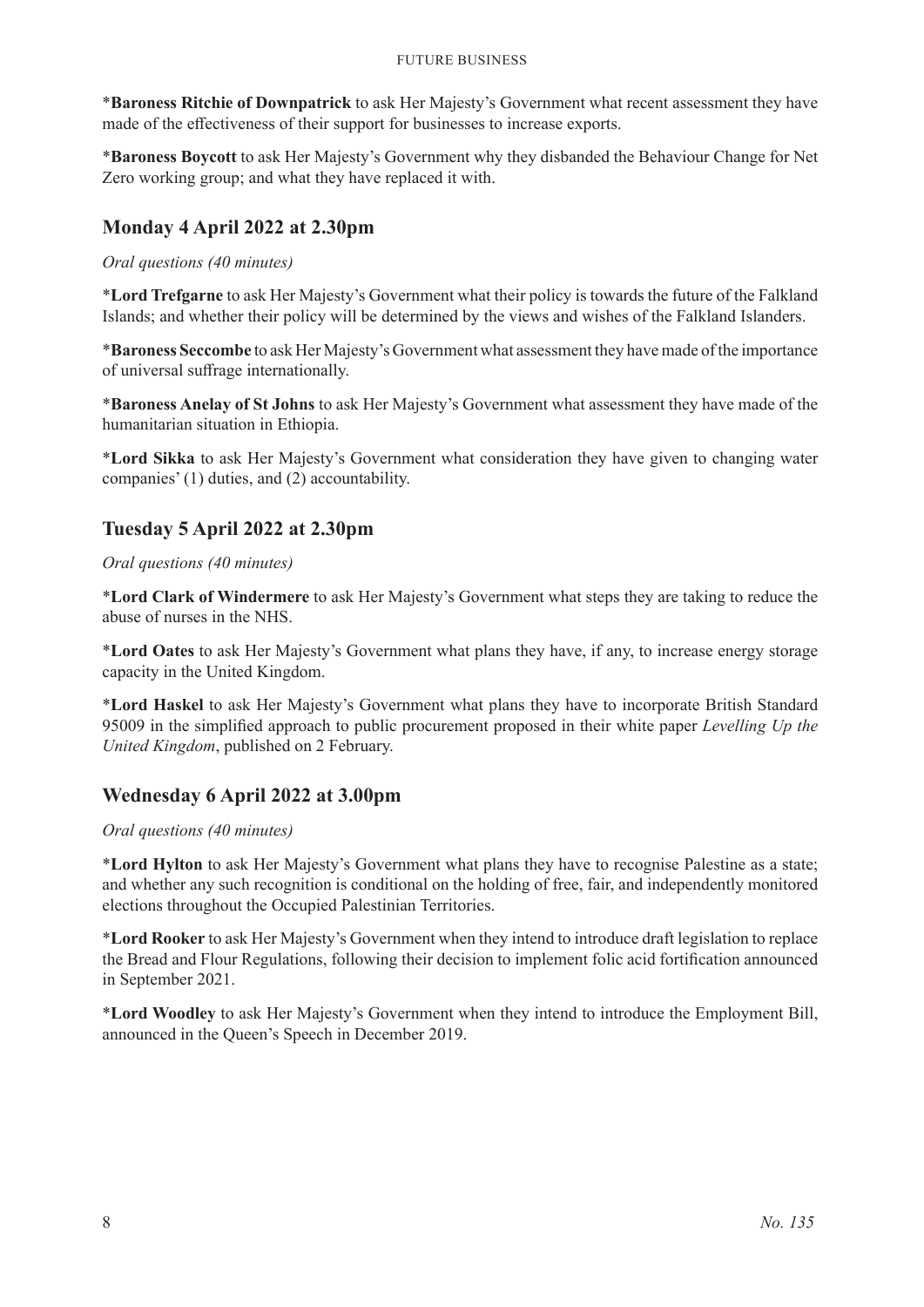*__Baroness Ritchie of Downpatrick__ to ask Her Majesty's Government what recent assessment they have made of the effectiveness of their support for businesses to increase exports.

*__Baroness Boycott__ to ask Her Majesty's Government why they disbanded the Behaviour Change for Net Zero working group; and what they have replaced it with.

## Monday 4 April 2022 at 2.30pm

*Oral questions (40 minutes)*

*__Lord Trefgarne__ to ask Her Majesty's Government what their policy is towards the future of the Falkland Islands; and whether their policy will be determined by the views and wishes of the Falkland Islanders.

*__Baroness Seccombe__ to ask Her Majesty's Government what assessment they have made of the importance of universal suffrage internationally.

*__Baroness Anelay of St Johns__ to ask Her Majesty's Government what assessment they have made of the humanitarian situation in Ethiopia.

*__Lord Sikka__ to ask Her Majesty's Government what consideration they have given to changing water companies' (1) duties, and (2) accountability.

## Tuesday 5 April 2022 at 2.30pm

*Oral questions (40 minutes)*

*__Lord Clark of Windermere__ to ask Her Majesty's Government what steps they are taking to reduce the abuse of nurses in the NHS.

*__Lord Oates__ to ask Her Majesty's Government what plans they have, if any, to increase energy storage capacity in the United Kingdom.

*__Lord Haskel__ to ask Her Majesty's Government what plans they have to incorporate British Standard 95009 in the simplified approach to public procurement proposed in their white paper *Levelling Up the United Kingdom*, published on 2 February.

## Wednesday 6 April 2022 at 3.00pm

*Oral questions (40 minutes)*

*__Lord Hylton__ to ask Her Majesty's Government what plans they have to recognise Palestine as a state; and whether any such recognition is conditional on the holding of free, fair, and independently monitored elections throughout the Occupied Palestinian Territories.

*__Lord Rooker__ to ask Her Majesty's Government when they intend to introduce draft legislation to replace the Bread and Flour Regulations, following their decision to implement folic acid fortification announced in September 2021.

*__Lord Woodley__ to ask Her Majesty's Government when they intend to introduce the Employment Bill, announced in the Queen's Speech in December 2019.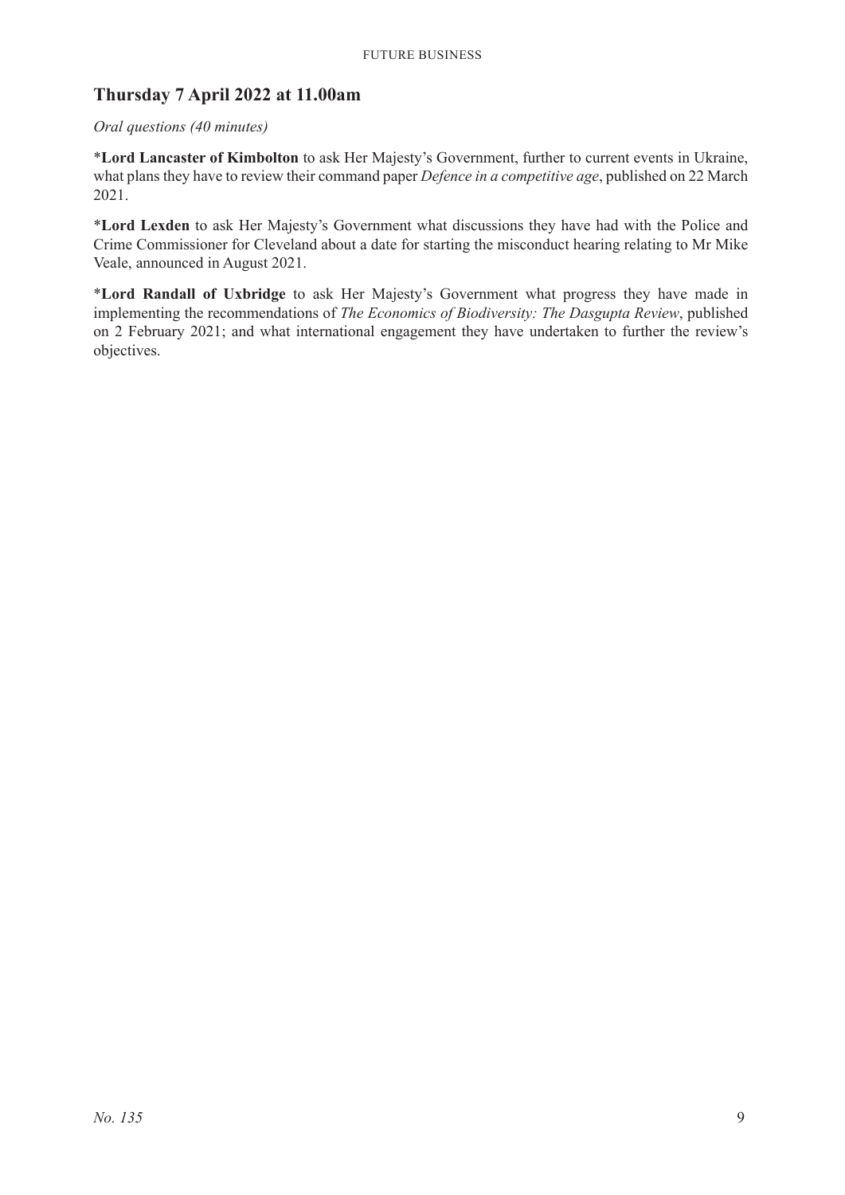## Thursday 7 April 2022 at 11.00am

*Oral questions (40 minutes)*

***Lord Lancaster of Kimbolton** to ask Her Majesty's Government, further to current events in Ukraine, what plans they have to review their command paper *Defence in a competitive age*, published on 22 March 2021.

***Lord Lexden** to ask Her Majesty's Government what discussions they have had with the Police and Crime Commissioner for Cleveland about a date for starting the misconduct hearing relating to Mr Mike Veale, announced in August 2021.

***Lord Randall of Uxbridge** to ask Her Majesty's Government what progress they have made in implementing the recommendations of *The Economics of Biodiversity: The Dasgupta Review*, published on 2 February 2021; and what international engagement they have undertaken to further the review's objectives.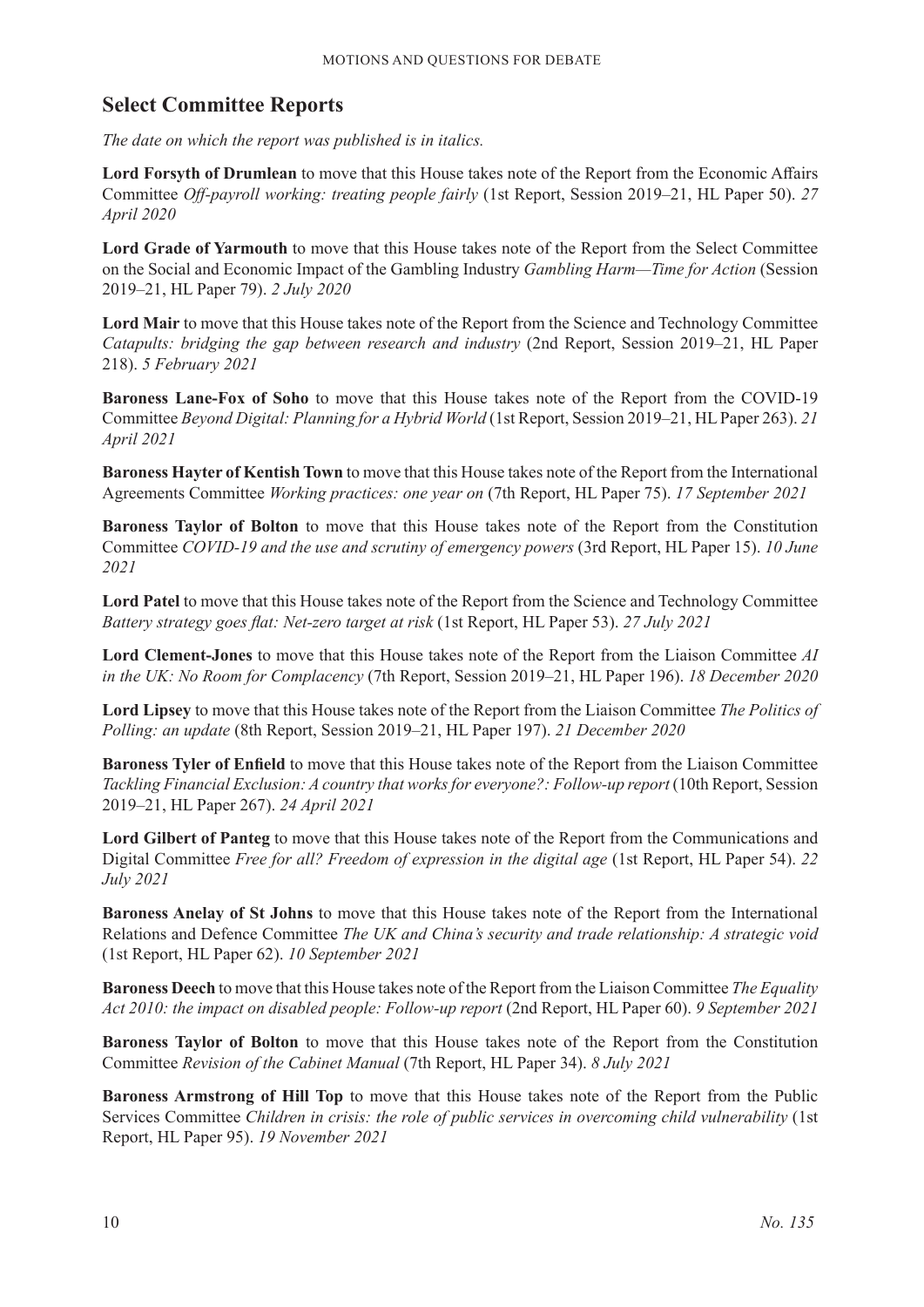## Select Committee Reports

*The date on which the report was published is in italics.*

**Lord Forsyth of Drumlean** to move that this House takes note of the Report from the Economic Affairs Committee *Off-payroll working: treating people fairly* (1st Report, Session 2019–21, HL Paper 50). *27 April 2020*

**Lord Grade of Yarmouth** to move that this House takes note of the Report from the Select Committee on the Social and Economic Impact of the Gambling Industry *Gambling Harm—Time for Action* (Session 2019–21, HL Paper 79). *2 July 2020*

**Lord Mair** to move that this House takes note of the Report from the Science and Technology Committee *Catapults: bridging the gap between research and industry* (2nd Report, Session 2019–21, HL Paper 218). *5 February 2021*

**Baroness Lane-Fox of Soho** to move that this House takes note of the Report from the COVID-19 Committee *Beyond Digital: Planning for a Hybrid World* (1st Report, Session 2019–21, HL Paper 263). *21 April 2021*

**Baroness Hayter of Kentish Town** to move that this House takes note of the Report from the International Agreements Committee *Working practices: one year on* (7th Report, HL Paper 75). *17 September 2021*

**Baroness Taylor of Bolton** to move that this House takes note of the Report from the Constitution Committee *COVID-19 and the use and scrutiny of emergency powers* (3rd Report, HL Paper 15). *10 June 2021*

**Lord Patel** to move that this House takes note of the Report from the Science and Technology Committee *Battery strategy goes flat: Net-zero target at risk* (1st Report, HL Paper 53). *27 July 2021*

**Lord Clement-Jones** to move that this House takes note of the Report from the Liaison Committee *AI in the UK: No Room for Complacency* (7th Report, Session 2019–21, HL Paper 196). *18 December 2020*

**Lord Lipsey** to move that this House takes note of the Report from the Liaison Committee *The Politics of Polling: an update* (8th Report, Session 2019–21, HL Paper 197). *21 December 2020*

**Baroness Tyler of Enfield** to move that this House takes note of the Report from the Liaison Committee *Tackling Financial Exclusion: A country that works for everyone?: Follow-up report* (10th Report, Session 2019–21, HL Paper 267). *24 April 2021*

**Lord Gilbert of Panteg** to move that this House takes note of the Report from the Communications and Digital Committee *Free for all? Freedom of expression in the digital age* (1st Report, HL Paper 54). *22 July 2021*

**Baroness Anelay of St Johns** to move that this House takes note of the Report from the International Relations and Defence Committee *The UK and China's security and trade relationship: A strategic void* (1st Report, HL Paper 62). *10 September 2021*

**Baroness Deech** to move that this House takes note of the Report from the Liaison Committee *The Equality Act 2010: the impact on disabled people: Follow-up report* (2nd Report, HL Paper 60). *9 September 2021*

**Baroness Taylor of Bolton** to move that this House takes note of the Report from the Constitution Committee *Revision of the Cabinet Manual* (7th Report, HL Paper 34). *8 July 2021*

**Baroness Armstrong of Hill Top** to move that this House takes note of the Report from the Public Services Committee *Children in crisis: the role of public services in overcoming child vulnerability* (1st Report, HL Paper 95). *19 November 2021*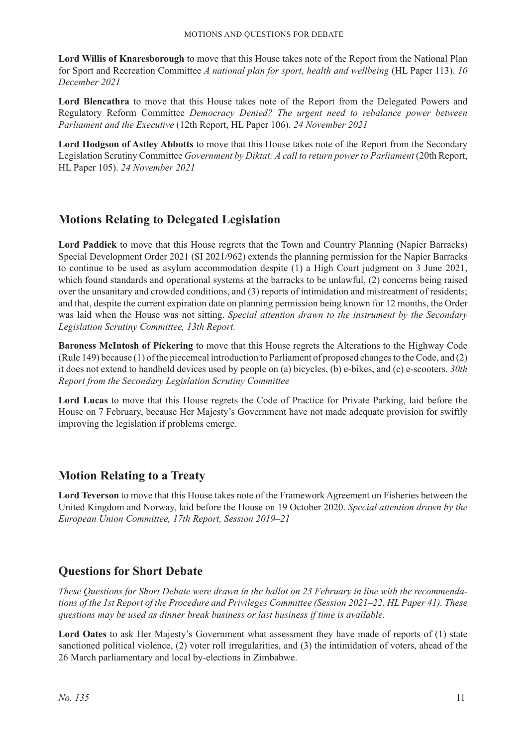**Lord Willis of Knaresborough** to move that this House takes note of the Report from the National Plan for Sport and Recreation Committee *A national plan for sport, health and wellbeing* (HL Paper 113). *10 December 2021*

**Lord Blencathra** to move that this House takes note of the Report from the Delegated Powers and Regulatory Reform Committee *Democracy Denied? The urgent need to rebalance power between Parliament and the Executive* (12th Report, HL Paper 106). *24 November 2021*

**Lord Hodgson of Astley Abbotts** to move that this House takes note of the Report from the Secondary Legislation Scrutiny Committee *Government by Diktat: A call to return power to Parliament* (20th Report, HL Paper 105). *24 November 2021*

## Motions Relating to Delegated Legislation

**Lord Paddick** to move that this House regrets that the Town and Country Planning (Napier Barracks) Special Development Order 2021 (SI 2021/962) extends the planning permission for the Napier Barracks to continue to be used as asylum accommodation despite (1) a High Court judgment on 3 June 2021, which found standards and operational systems at the barracks to be unlawful, (2) concerns being raised over the unsanitary and crowded conditions, and (3) reports of intimidation and mistreatment of residents; and that, despite the current expiration date on planning permission being known for 12 months, the Order was laid when the House was not sitting. *Special attention drawn to the instrument by the Secondary Legislation Scrutiny Committee, 13th Report.*

**Baroness McIntosh of Pickering** to move that this House regrets the Alterations to the Highway Code (Rule 149) because (1) of the piecemeal introduction to Parliament of proposed changes to the Code, and (2) it does not extend to handheld devices used by people on (a) bicycles, (b) e-bikes, and (c) e-scooters. *30th Report from the Secondary Legislation Scrutiny Committee*

**Lord Lucas** to move that this House regrets the Code of Practice for Private Parking, laid before the House on 7 February, because Her Majesty's Government have not made adequate provision for swiftly improving the legislation if problems emerge.

## Motion Relating to a Treaty

**Lord Teverson** to move that this House takes note of the Framework Agreement on Fisheries between the United Kingdom and Norway, laid before the House on 19 October 2020. *Special attention drawn by the European Union Committee, 17th Report, Session 2019–21*

## Questions for Short Debate

*These Questions for Short Debate were drawn in the ballot on 23 February in line with the recommendations of the 1st Report of the Procedure and Privileges Committee (Session 2021–22, HL Paper 41). These questions may be used as dinner break business or last business if time is available.*

**Lord Oates** to ask Her Majesty's Government what assessment they have made of reports of (1) state sanctioned political violence, (2) voter roll irregularities, and (3) the intimidation of voters, ahead of the 26 March parliamentary and local by-elections in Zimbabwe.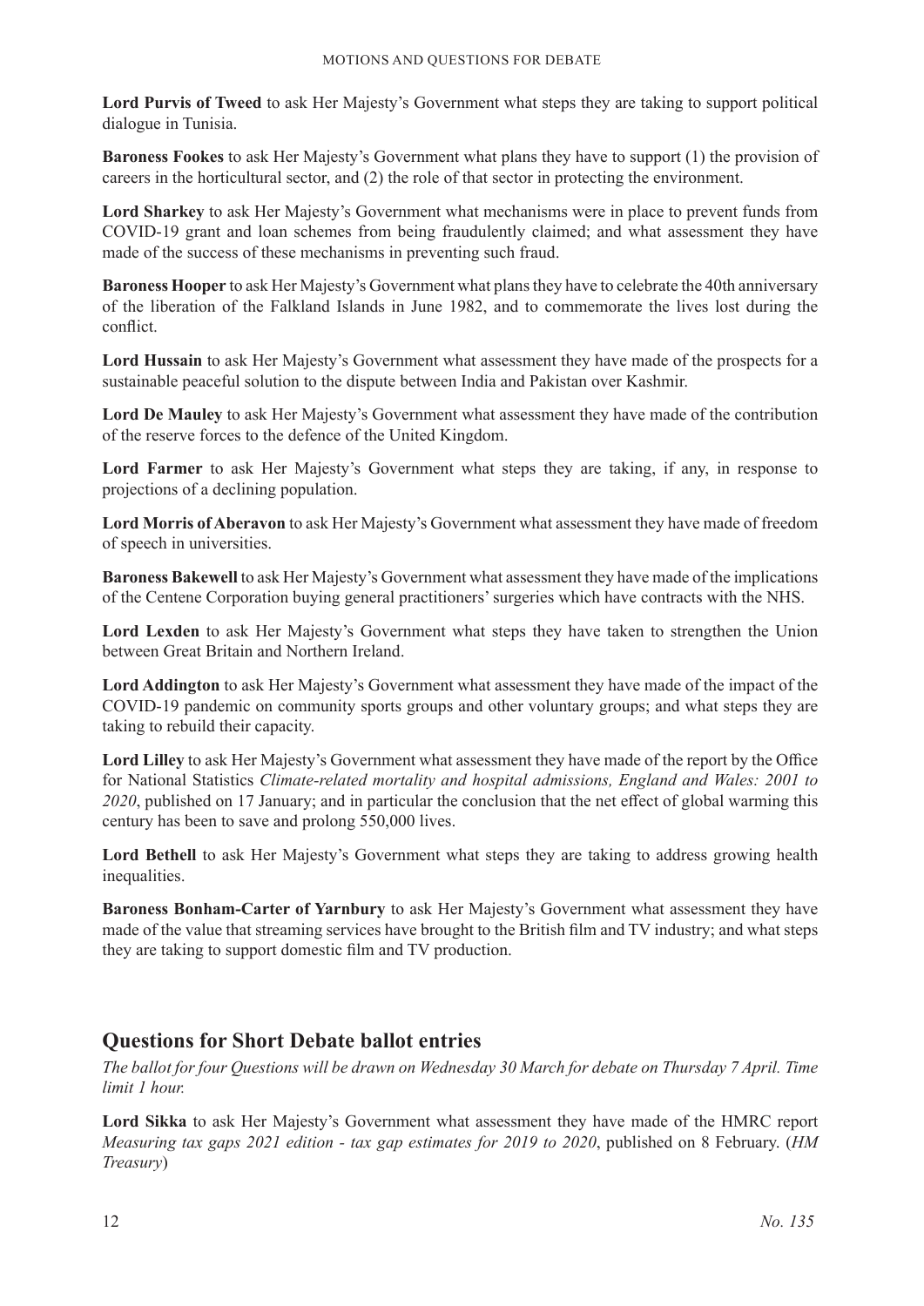**Lord Purvis of Tweed** to ask Her Majesty's Government what steps they are taking to support political dialogue in Tunisia.

**Baroness Fookes** to ask Her Majesty's Government what plans they have to support (1) the provision of careers in the horticultural sector, and (2) the role of that sector in protecting the environment.

**Lord Sharkey** to ask Her Majesty's Government what mechanisms were in place to prevent funds from COVID-19 grant and loan schemes from being fraudulently claimed; and what assessment they have made of the success of these mechanisms in preventing such fraud.

**Baroness Hooper** to ask Her Majesty's Government what plans they have to celebrate the 40th anniversary of the liberation of the Falkland Islands in June 1982, and to commemorate the lives lost during the conflict.

**Lord Hussain** to ask Her Majesty's Government what assessment they have made of the prospects for a sustainable peaceful solution to the dispute between India and Pakistan over Kashmir.

**Lord De Mauley** to ask Her Majesty's Government what assessment they have made of the contribution of the reserve forces to the defence of the United Kingdom.

**Lord Farmer** to ask Her Majesty's Government what steps they are taking, if any, in response to projections of a declining population.

**Lord Morris of Aberavon** to ask Her Majesty's Government what assessment they have made of freedom of speech in universities.

**Baroness Bakewell** to ask Her Majesty's Government what assessment they have made of the implications of the Centene Corporation buying general practitioners' surgeries which have contracts with the NHS.

**Lord Lexden** to ask Her Majesty's Government what steps they have taken to strengthen the Union between Great Britain and Northern Ireland.

**Lord Addington** to ask Her Majesty's Government what assessment they have made of the impact of the COVID-19 pandemic on community sports groups and other voluntary groups; and what steps they are taking to rebuild their capacity.

**Lord Lilley** to ask Her Majesty's Government what assessment they have made of the report by the Office for National Statistics *Climate-related mortality and hospital admissions, England and Wales: 2001 to 2020*, published on 17 January; and in particular the conclusion that the net effect of global warming this century has been to save and prolong 550,000 lives.

**Lord Bethell** to ask Her Majesty's Government what steps they are taking to address growing health inequalities.

**Baroness Bonham-Carter of Yarnbury** to ask Her Majesty's Government what assessment they have made of the value that streaming services have brought to the British film and TV industry; and what steps they are taking to support domestic film and TV production.

## Questions for Short Debate ballot entries

*The ballot for four Questions will be drawn on Wednesday 30 March for debate on Thursday 7 April. Time limit 1 hour.*

**Lord Sikka** to ask Her Majesty's Government what assessment they have made of the HMRC report *Measuring tax gaps 2021 edition - tax gap estimates for 2019 to 2020*, published on 8 February. (*HM Treasury*)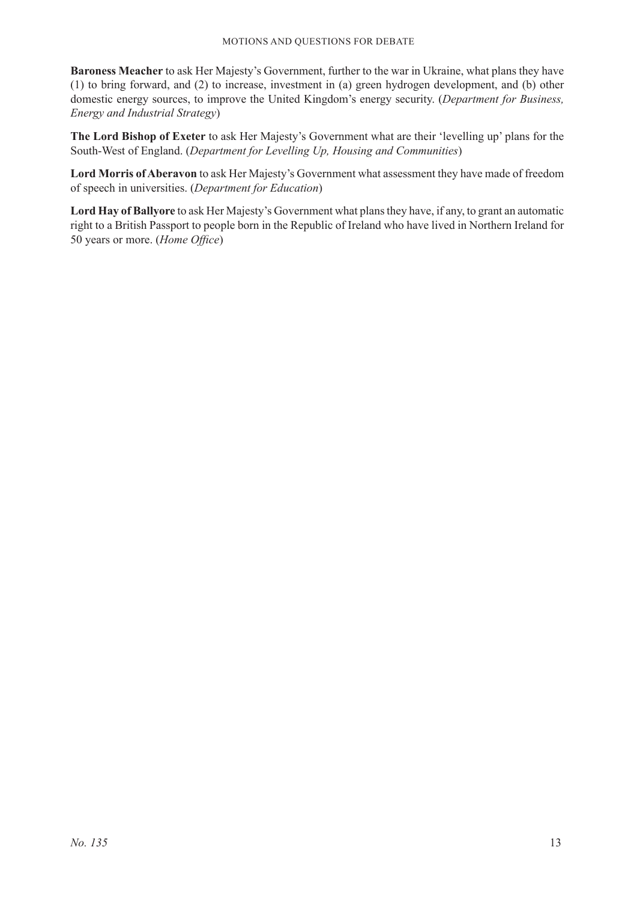**Baroness Meacher** to ask Her Majesty's Government, further to the war in Ukraine, what plans they have (1) to bring forward, and (2) to increase, investment in (a) green hydrogen development, and (b) other domestic energy sources, to improve the United Kingdom's energy security. (*Department for Business, Energy and Industrial Strategy*)

**The Lord Bishop of Exeter** to ask Her Majesty's Government what are their 'levelling up' plans for the South-West of England. (*Department for Levelling Up, Housing and Communities*)

**Lord Morris of Aberavon** to ask Her Majesty's Government what assessment they have made of freedom of speech in universities. (*Department for Education*)

**Lord Hay of Ballyore** to ask Her Majesty's Government what plans they have, if any, to grant an automatic right to a British Passport to people born in the Republic of Ireland who have lived in Northern Ireland for 50 years or more. (*Home Office*)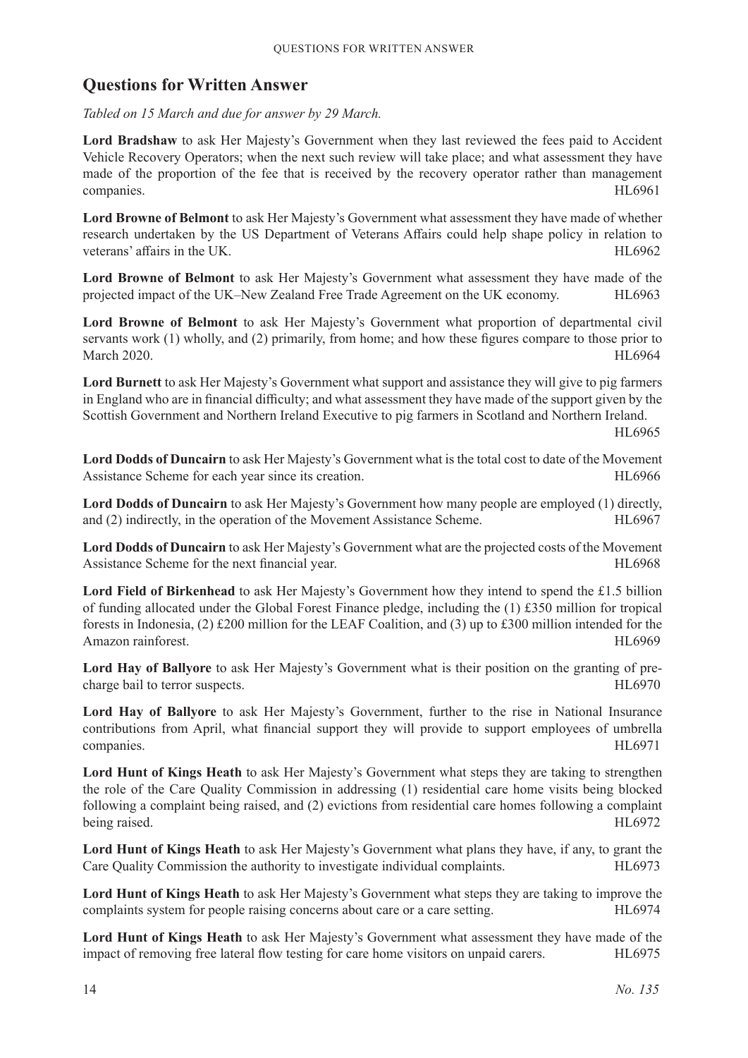## Questions for Written Answer

*Tabled on 15 March and due for answer by 29 March.*

**Lord Bradshaw** to ask Her Majesty's Government when they last reviewed the fees paid to Accident Vehicle Recovery Operators; when the next such review will take place; and what assessment they have made of the proportion of the fee that is received by the recovery operator rather than management companies. HL6961

**Lord Browne of Belmont** to ask Her Majesty's Government what assessment they have made of whether research undertaken by the US Department of Veterans Affairs could help shape policy in relation to veterans' affairs in the UK. HL6962

**Lord Browne of Belmont** to ask Her Majesty's Government what assessment they have made of the projected impact of the UK–New Zealand Free Trade Agreement on the UK economy. HL6963

**Lord Browne of Belmont** to ask Her Majesty's Government what proportion of departmental civil servants work (1) wholly, and (2) primarily, from home; and how these figures compare to those prior to March 2020. HL6964

**Lord Burnett** to ask Her Majesty's Government what support and assistance they will give to pig farmers in England who are in financial difficulty; and what assessment they have made of the support given by the Scottish Government and Northern Ireland Executive to pig farmers in Scotland and Northern Ireland. HL6965

**Lord Dodds of Duncairn** to ask Her Majesty's Government what is the total cost to date of the Movement Assistance Scheme for each year since its creation. HL6966

**Lord Dodds of Duncairn** to ask Her Majesty's Government how many people are employed (1) directly, and (2) indirectly, in the operation of the Movement Assistance Scheme. HL6967

**Lord Dodds of Duncairn** to ask Her Majesty's Government what are the projected costs of the Movement Assistance Scheme for the next financial year. HL6968

**Lord Field of Birkenhead** to ask Her Majesty's Government how they intend to spend the £1.5 billion of funding allocated under the Global Forest Finance pledge, including the (1) £350 million for tropical forests in Indonesia, (2) £200 million for the LEAF Coalition, and (3) up to £300 million intended for the Amazon rainforest. HL6969

**Lord Hay of Ballyore** to ask Her Majesty's Government what is their position on the granting of pre-charge bail to terror suspects. HL6970

**Lord Hay of Ballyore** to ask Her Majesty's Government, further to the rise in National Insurance contributions from April, what financial support they will provide to support employees of umbrella companies. HL6971

**Lord Hunt of Kings Heath** to ask Her Majesty's Government what steps they are taking to strengthen the role of the Care Quality Commission in addressing (1) residential care home visits being blocked following a complaint being raised, and (2) evictions from residential care homes following a complaint being raised. HL6972

**Lord Hunt of Kings Heath** to ask Her Majesty's Government what plans they have, if any, to grant the Care Quality Commission the authority to investigate individual complaints. HL6973

**Lord Hunt of Kings Heath** to ask Her Majesty's Government what steps they are taking to improve the complaints system for people raising concerns about care or a care setting. HL6974

**Lord Hunt of Kings Heath** to ask Her Majesty's Government what assessment they have made of the impact of removing free lateral flow testing for care home visitors on unpaid carers. HL6975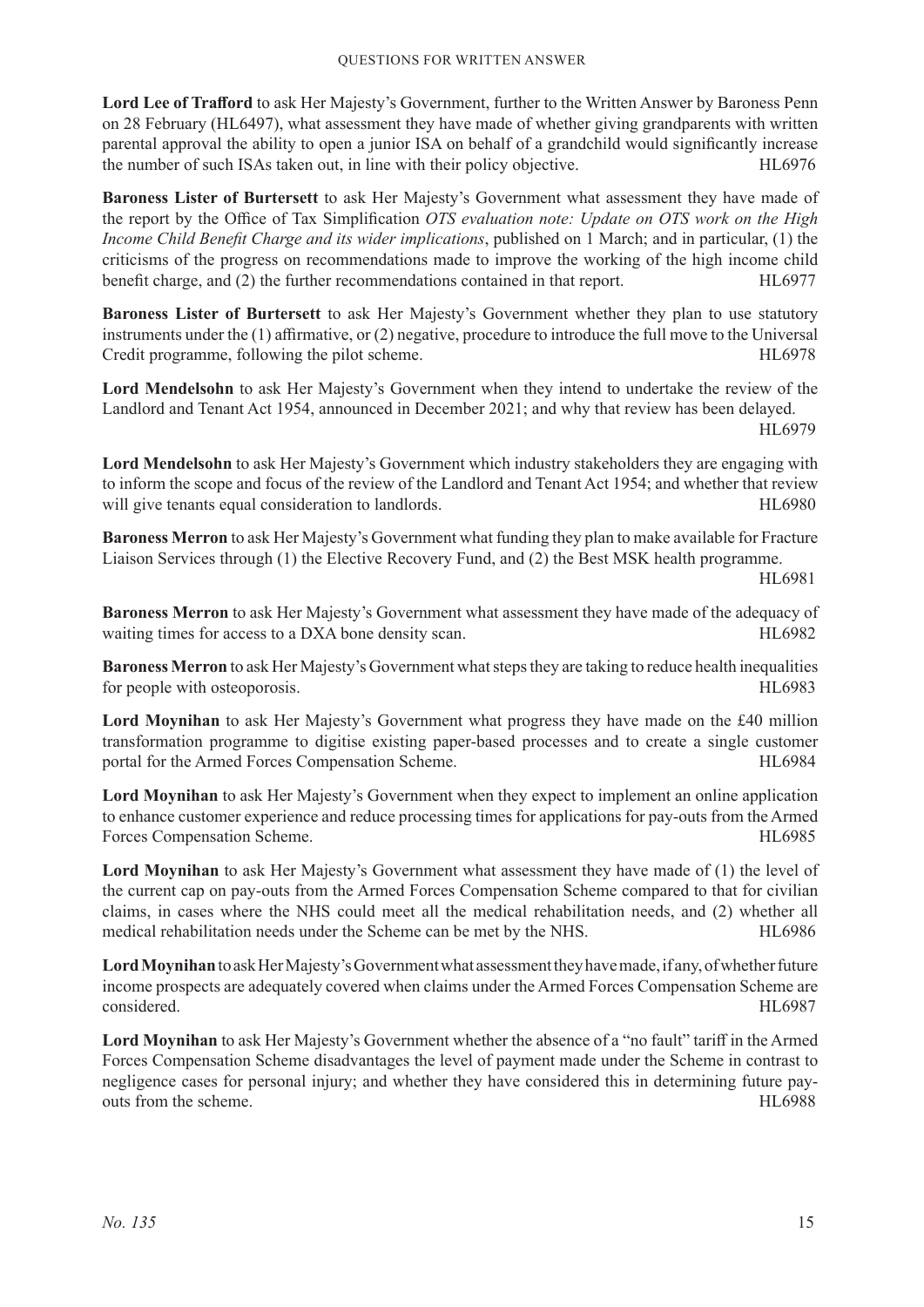**Lord Lee of Trafford** to ask Her Majesty's Government, further to the Written Answer by Baroness Penn on 28 February (HL6497), what assessment they have made of whether giving grandparents with written parental approval the ability to open a junior ISA on behalf of a grandchild would significantly increase the number of such ISAs taken out, in line with their policy objective. HL6976

**Baroness Lister of Burtersett** to ask Her Majesty's Government what assessment they have made of the report by the Office of Tax Simplification *OTS evaluation note: Update on OTS work on the High Income Child Benefit Charge and its wider implications*, published on 1 March; and in particular, (1) the criticisms of the progress on recommendations made to improve the working of the high income child benefit charge, and (2) the further recommendations contained in that report. HL6977

**Baroness Lister of Burtersett** to ask Her Majesty's Government whether they plan to use statutory instruments under the (1) affirmative, or (2) negative, procedure to introduce the full move to the Universal Credit programme, following the pilot scheme. HL6978

**Lord Mendelsohn** to ask Her Majesty's Government when they intend to undertake the review of the Landlord and Tenant Act 1954, announced in December 2021; and why that review has been delayed. HL6979

**Lord Mendelsohn** to ask Her Majesty's Government which industry stakeholders they are engaging with to inform the scope and focus of the review of the Landlord and Tenant Act 1954; and whether that review will give tenants equal consideration to landlords. HL6980

**Baroness Merron** to ask Her Majesty's Government what funding they plan to make available for Fracture Liaison Services through (1) the Elective Recovery Fund, and (2) the Best MSK health programme. HL6981

**Baroness Merron** to ask Her Majesty's Government what assessment they have made of the adequacy of waiting times for access to a DXA bone density scan. HL6982

**Baroness Merron** to ask Her Majesty's Government what steps they are taking to reduce health inequalities for people with osteoporosis. HL6983

**Lord Moynihan** to ask Her Majesty's Government what progress they have made on the £40 million transformation programme to digitise existing paper-based processes and to create a single customer portal for the Armed Forces Compensation Scheme. HL6984

**Lord Moynihan** to ask Her Majesty's Government when they expect to implement an online application to enhance customer experience and reduce processing times for applications for pay-outs from the Armed Forces Compensation Scheme. HL6985

**Lord Moynihan** to ask Her Majesty's Government what assessment they have made of (1) the level of the current cap on pay-outs from the Armed Forces Compensation Scheme compared to that for civilian claims, in cases where the NHS could meet all the medical rehabilitation needs, and (2) whether all medical rehabilitation needs under the Scheme can be met by the NHS. HL6986

**Lord Moynihan** to ask Her Majesty's Government what assessment they have made, if any, of whether future income prospects are adequately covered when claims under the Armed Forces Compensation Scheme are considered. HL6987

**Lord Moynihan** to ask Her Majesty's Government whether the absence of a "no fault" tariff in the Armed Forces Compensation Scheme disadvantages the level of payment made under the Scheme in contrast to negligence cases for personal injury; and whether they have considered this in determining future pay-outs from the scheme. HL6988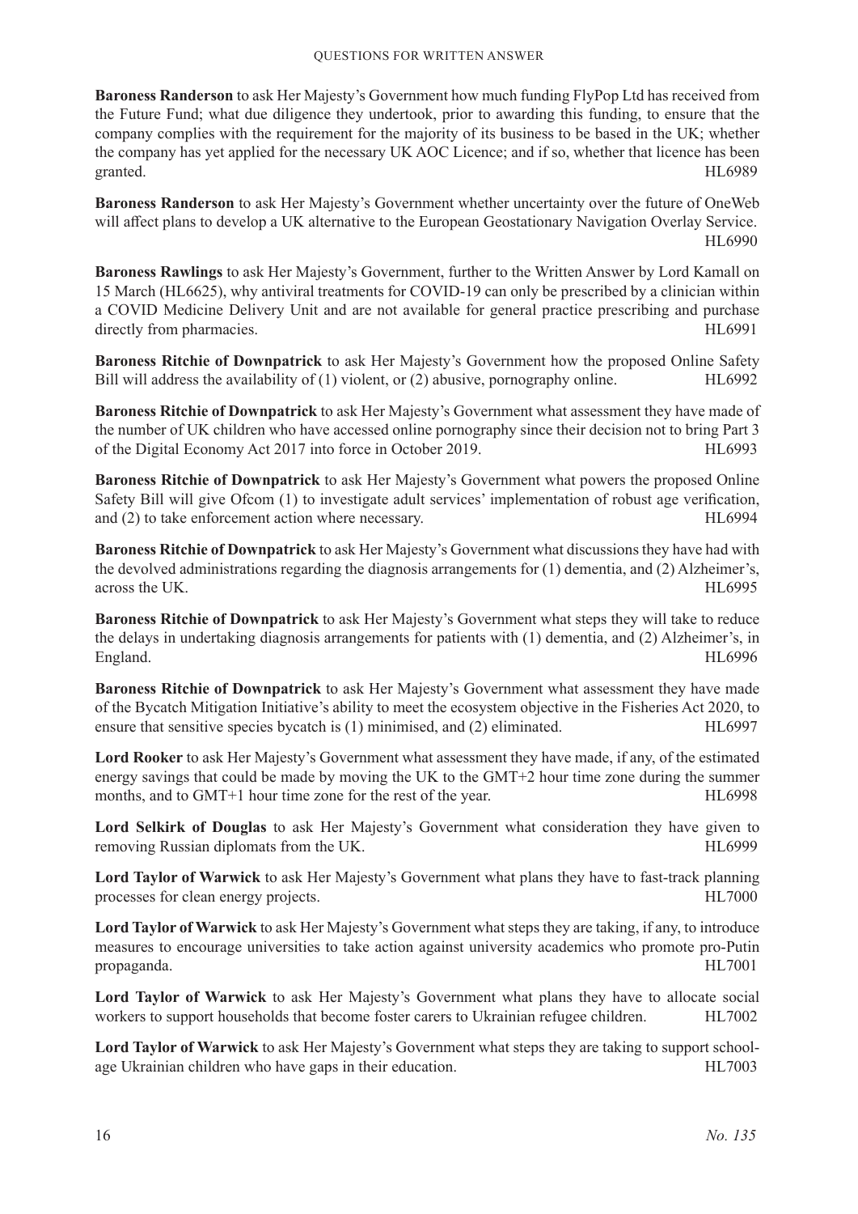**Baroness Randerson** to ask Her Majesty's Government how much funding FlyPop Ltd has received from the Future Fund; what due diligence they undertook, prior to awarding this funding, to ensure that the company complies with the requirement for the majority of its business to be based in the UK; whether the company has yet applied for the necessary UK AOC Licence; and if so, whether that licence has been granted. HL6989

**Baroness Randerson** to ask Her Majesty's Government whether uncertainty over the future of OneWeb will affect plans to develop a UK alternative to the European Geostationary Navigation Overlay Service. HL6990

**Baroness Rawlings** to ask Her Majesty's Government, further to the Written Answer by Lord Kamall on 15 March (HL6625), why antiviral treatments for COVID-19 can only be prescribed by a clinician within a COVID Medicine Delivery Unit and are not available for general practice prescribing and purchase directly from pharmacies. HL6991

**Baroness Ritchie of Downpatrick** to ask Her Majesty's Government how the proposed Online Safety Bill will address the availability of (1) violent, or (2) abusive, pornography online. HL6992

**Baroness Ritchie of Downpatrick** to ask Her Majesty's Government what assessment they have made of the number of UK children who have accessed online pornography since their decision not to bring Part 3 of the Digital Economy Act 2017 into force in October 2019. HL6993

**Baroness Ritchie of Downpatrick** to ask Her Majesty's Government what powers the proposed Online Safety Bill will give Ofcom (1) to investigate adult services' implementation of robust age verification, and (2) to take enforcement action where necessary. HL6994

**Baroness Ritchie of Downpatrick** to ask Her Majesty's Government what discussions they have had with the devolved administrations regarding the diagnosis arrangements for (1) dementia, and (2) Alzheimer's, across the UK. HL6995

**Baroness Ritchie of Downpatrick** to ask Her Majesty's Government what steps they will take to reduce the delays in undertaking diagnosis arrangements for patients with (1) dementia, and (2) Alzheimer's, in England. HL6996

**Baroness Ritchie of Downpatrick** to ask Her Majesty's Government what assessment they have made of the Bycatch Mitigation Initiative's ability to meet the ecosystem objective in the Fisheries Act 2020, to ensure that sensitive species bycatch is (1) minimised, and (2) eliminated. HL6997

**Lord Rooker** to ask Her Majesty's Government what assessment they have made, if any, of the estimated energy savings that could be made by moving the UK to the GMT+2 hour time zone during the summer months, and to GMT+1 hour time zone for the rest of the year. HL6998

**Lord Selkirk of Douglas** to ask Her Majesty's Government what consideration they have given to removing Russian diplomats from the UK. HL6999

**Lord Taylor of Warwick** to ask Her Majesty's Government what plans they have to fast-track planning processes for clean energy projects. HL7000

**Lord Taylor of Warwick** to ask Her Majesty's Government what steps they are taking, if any, to introduce measures to encourage universities to take action against university academics who promote pro-Putin propaganda. HL7001

**Lord Taylor of Warwick** to ask Her Majesty's Government what plans they have to allocate social workers to support households that become foster carers to Ukrainian refugee children. HL7002

**Lord Taylor of Warwick** to ask Her Majesty's Government what steps they are taking to support school-age Ukrainian children who have gaps in their education. HL7003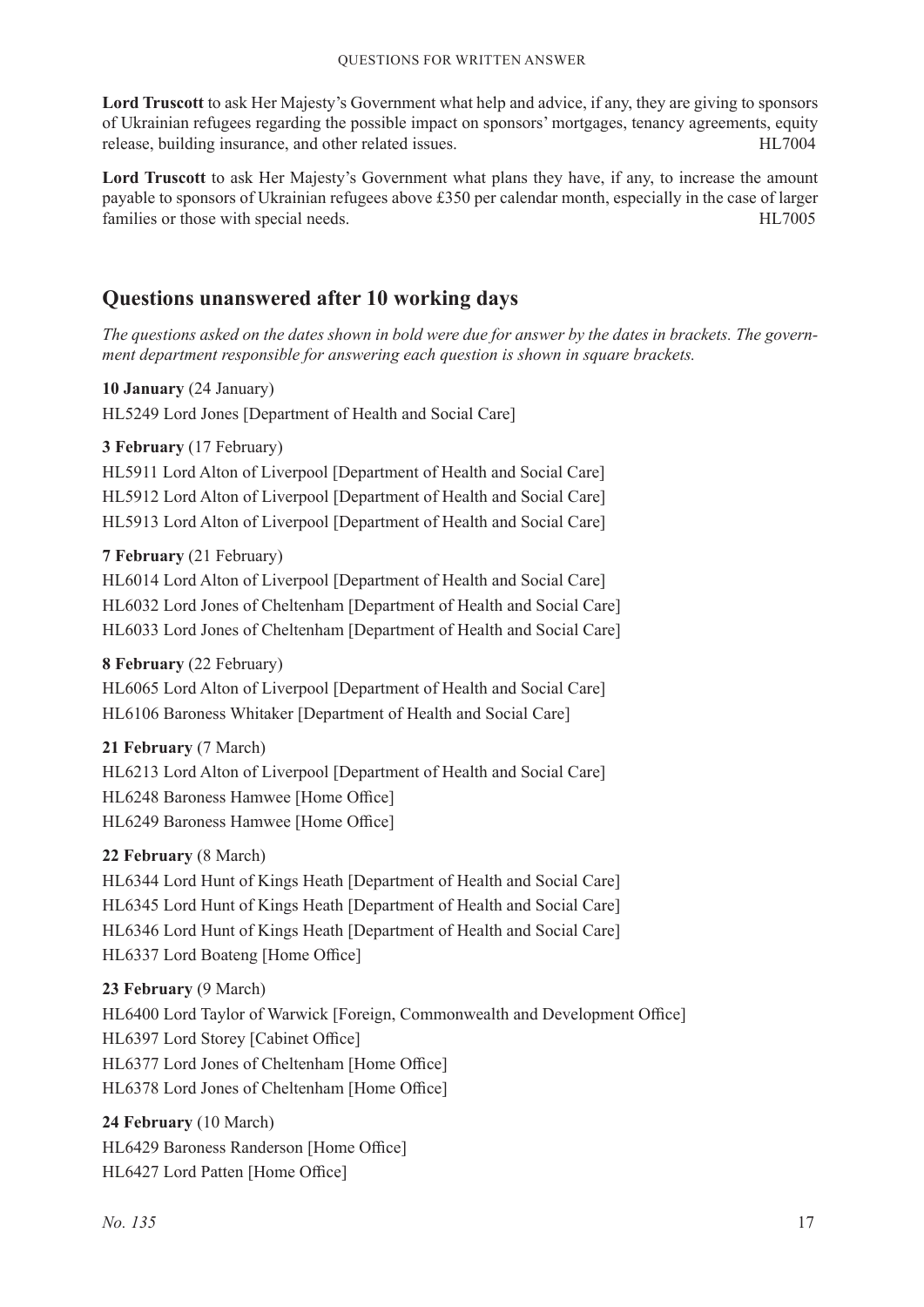**Lord Truscott** to ask Her Majesty's Government what help and advice, if any, they are giving to sponsors of Ukrainian refugees regarding the possible impact on sponsors' mortgages, tenancy agreements, equity release, building insurance, and other related issues. HL7004

**Lord Truscott** to ask Her Majesty's Government what plans they have, if any, to increase the amount payable to sponsors of Ukrainian refugees above £350 per calendar month, especially in the case of larger families or those with special needs. HL7005

## Questions unanswered after 10 working days

*The questions asked on the dates shown in bold were due for answer by the dates in brackets. The government department responsible for answering each question is shown in square brackets.*

**10 January** (24 January)

HL5249 Lord Jones [Department of Health and Social Care]

**3 February** (17 February)

HL5911 Lord Alton of Liverpool [Department of Health and Social Care]

HL5912 Lord Alton of Liverpool [Department of Health and Social Care]

HL5913 Lord Alton of Liverpool [Department of Health and Social Care]

**7 February** (21 February)

HL6014 Lord Alton of Liverpool [Department of Health and Social Care]

HL6032 Lord Jones of Cheltenham [Department of Health and Social Care]

HL6033 Lord Jones of Cheltenham [Department of Health and Social Care]

**8 February** (22 February)

HL6065 Lord Alton of Liverpool [Department of Health and Social Care]

HL6106 Baroness Whitaker [Department of Health and Social Care]

**21 February** (7 March)

HL6213 Lord Alton of Liverpool [Department of Health and Social Care]

HL6248 Baroness Hamwee [Home Office]

HL6249 Baroness Hamwee [Home Office]

**22 February** (8 March)

HL6344 Lord Hunt of Kings Heath [Department of Health and Social Care]

HL6345 Lord Hunt of Kings Heath [Department of Health and Social Care]

HL6346 Lord Hunt of Kings Heath [Department of Health and Social Care]

HL6337 Lord Boateng [Home Office]

**23 February** (9 March)

HL6400 Lord Taylor of Warwick [Foreign, Commonwealth and Development Office]

HL6397 Lord Storey [Cabinet Office]

HL6377 Lord Jones of Cheltenham [Home Office]

HL6378 Lord Jones of Cheltenham [Home Office]

**24 February** (10 March)

HL6429 Baroness Randerson [Home Office]

HL6427 Lord Patten [Home Office]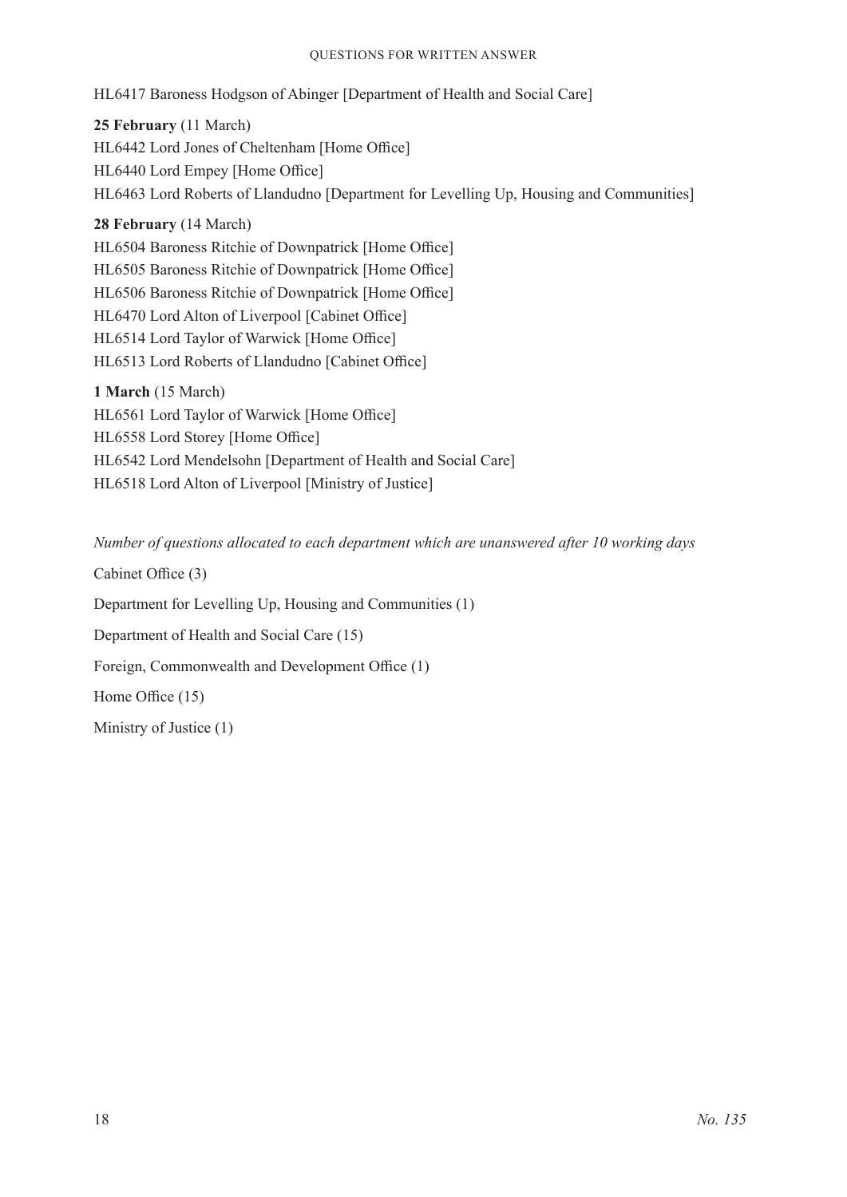HL6417 Baroness Hodgson of Abinger [Department of Health and Social Care]

**25 February** (11 March)

HL6442 Lord Jones of Cheltenham [Home Office]

HL6440 Lord Empey [Home Office]

HL6463 Lord Roberts of Llandudno [Department for Levelling Up, Housing and Communities]

**28 February** (14 March)

HL6504 Baroness Ritchie of Downpatrick [Home Office]

HL6505 Baroness Ritchie of Downpatrick [Home Office]

HL6506 Baroness Ritchie of Downpatrick [Home Office]

HL6470 Lord Alton of Liverpool [Cabinet Office]

HL6514 Lord Taylor of Warwick [Home Office]

HL6513 Lord Roberts of Llandudno [Cabinet Office]

**1 March** (15 March)

HL6561 Lord Taylor of Warwick [Home Office]

HL6558 Lord Storey [Home Office]

HL6542 Lord Mendelsohn [Department of Health and Social Care]

HL6518 Lord Alton of Liverpool [Ministry of Justice]

*Number of questions allocated to each department which are unanswered after 10 working days*

Cabinet Office (3)

Department for Levelling Up, Housing and Communities (1)

Department of Health and Social Care (15)

Foreign, Commonwealth and Development Office (1)

Home Office (15)

Ministry of Justice (1)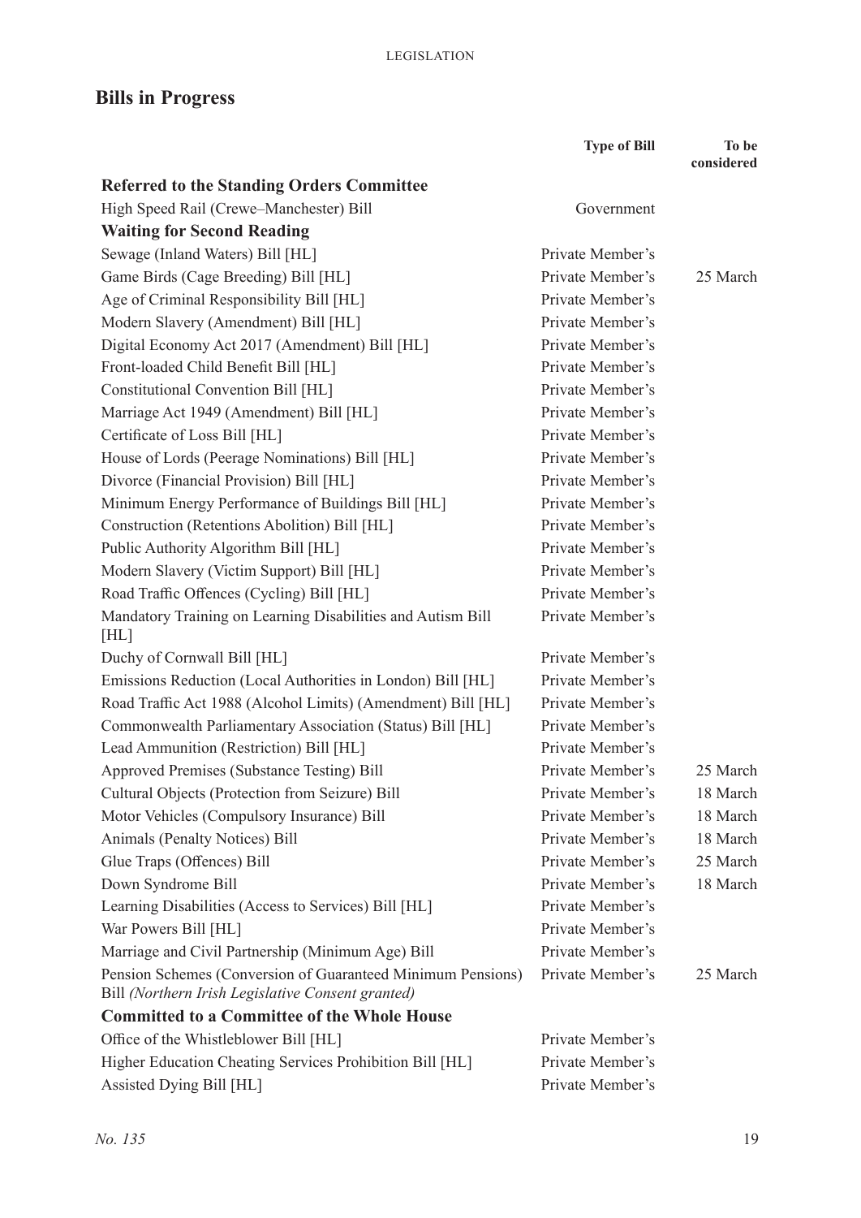## Bills in Progress

| | Type of Bill | To be considered |
|---|---|---|
| **Referred to the Standing Orders Committee** | | |
| High Speed Rail (Crewe–Manchester) Bill | Government | |
| **Waiting for Second Reading** | | |
| Sewage (Inland Waters) Bill [HL] | Private Member's | |
| Game Birds (Cage Breeding) Bill [HL] | Private Member's | 25 March |
| Age of Criminal Responsibility Bill [HL] | Private Member's | |
| Modern Slavery (Amendment) Bill [HL] | Private Member's | |
| Digital Economy Act 2017 (Amendment) Bill [HL] | Private Member's | |
| Front-loaded Child Benefit Bill [HL] | Private Member's | |
| Constitutional Convention Bill [HL] | Private Member's | |
| Marriage Act 1949 (Amendment) Bill [HL] | Private Member's | |
| Certificate of Loss Bill [HL] | Private Member's | |
| House of Lords (Peerage Nominations) Bill [HL] | Private Member's | |
| Divorce (Financial Provision) Bill [HL] | Private Member's | |
| Minimum Energy Performance of Buildings Bill [HL] | Private Member's | |
| Construction (Retentions Abolition) Bill [HL] | Private Member's | |
| Public Authority Algorithm Bill [HL] | Private Member's | |
| Modern Slavery (Victim Support) Bill [HL] | Private Member's | |
| Road Traffic Offences (Cycling) Bill [HL] | Private Member's | |
| Mandatory Training on Learning Disabilities and Autism Bill [HL] | Private Member's | |
| Duchy of Cornwall Bill [HL] | Private Member's | |
| Emissions Reduction (Local Authorities in London) Bill [HL] | Private Member's | |
| Road Traffic Act 1988 (Alcohol Limits) (Amendment) Bill [HL] | Private Member's | |
| Commonwealth Parliamentary Association (Status) Bill [HL] | Private Member's | |
| Lead Ammunition (Restriction) Bill [HL] | Private Member's | |
| Approved Premises (Substance Testing) Bill | Private Member's | 25 March |
| Cultural Objects (Protection from Seizure) Bill | Private Member's | 18 March |
| Motor Vehicles (Compulsory Insurance) Bill | Private Member's | 18 March |
| Animals (Penalty Notices) Bill | Private Member's | 18 March |
| Glue Traps (Offences) Bill | Private Member's | 25 March |
| Down Syndrome Bill | Private Member's | 18 March |
| Learning Disabilities (Access to Services) Bill [HL] | Private Member's | |
| War Powers Bill [HL] | Private Member's | |
| Marriage and Civil Partnership (Minimum Age) Bill | Private Member's | |
| Pension Schemes (Conversion of Guaranteed Minimum Pensions) Bill *(Northern Irish Legislative Consent granted)* | Private Member's | 25 March |
| **Committed to a Committee of the Whole House** | | |
| Office of the Whistleblower Bill [HL] | Private Member's | |
| Higher Education Cheating Services Prohibition Bill [HL] | Private Member's | |
| Assisted Dying Bill [HL] | Private Member's | |

*No. 135*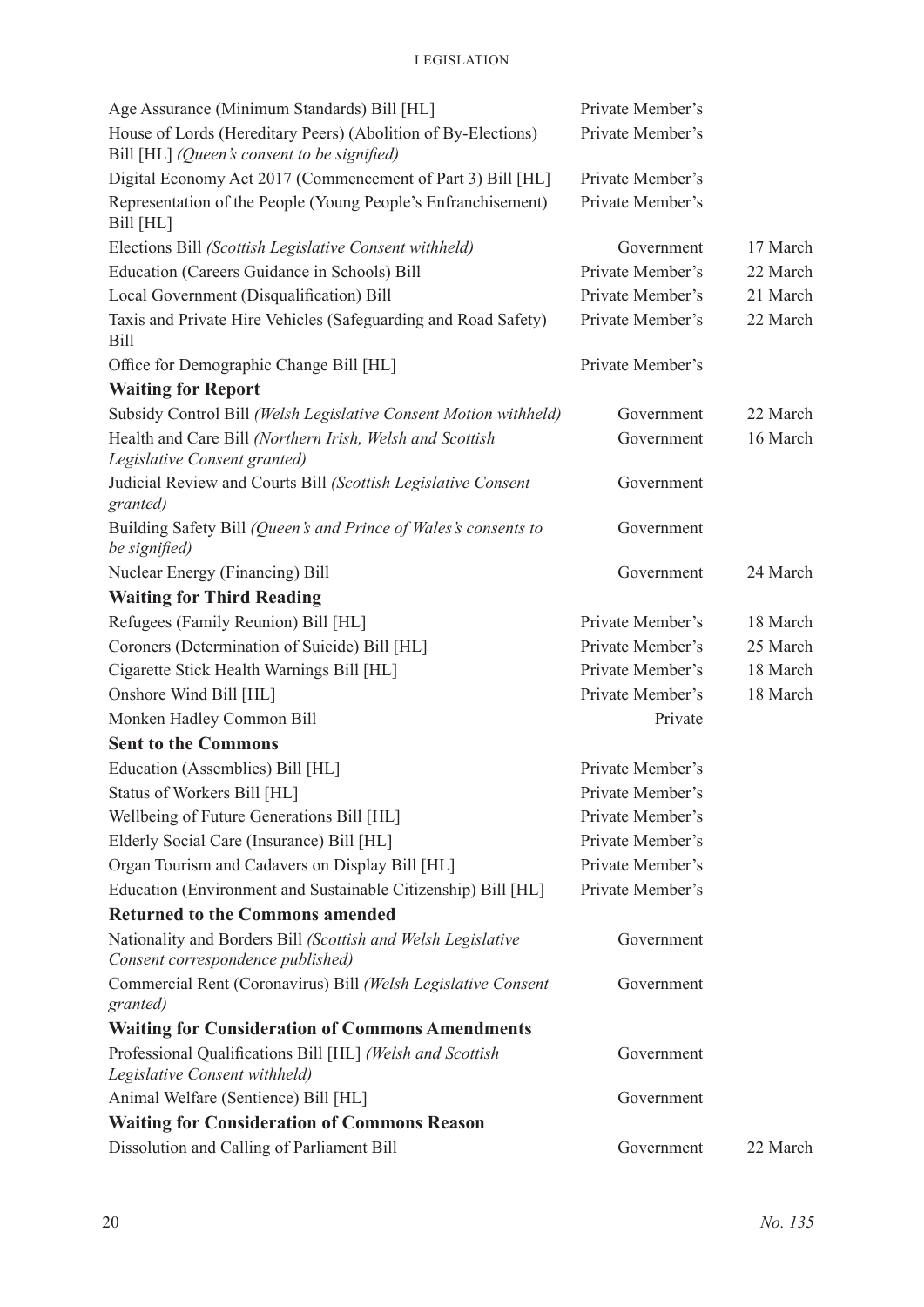| | | |
|---|---|---|
| Age Assurance (Minimum Standards) Bill [HL] | Private Member's | |
| House of Lords (Hereditary Peers) (Abolition of By-Elections) Bill [HL] *(Queen's consent to be signified)* | Private Member's | |
| Digital Economy Act 2017 (Commencement of Part 3) Bill [HL] | Private Member's | |
| Representation of the People (Young People's Enfranchisement) Bill [HL] | Private Member's | |
| Elections Bill *(Scottish Legislative Consent withheld)* | Government | 17 March |
| Education (Careers Guidance in Schools) Bill | Private Member's | 22 March |
| Local Government (Disqualification) Bill | Private Member's | 21 March |
| Taxis and Private Hire Vehicles (Safeguarding and Road Safety) Bill | Private Member's | 22 March |
| Office for Demographic Change Bill [HL] | Private Member's | |
| **Waiting for Report** | | |
| Subsidy Control Bill *(Welsh Legislative Consent Motion withheld)* | Government | 22 March |
| Health and Care Bill *(Northern Irish, Welsh and Scottish Legislative Consent granted)* | Government | 16 March |
| Judicial Review and Courts Bill *(Scottish Legislative Consent granted)* | Government | |
| Building Safety Bill *(Queen's and Prince of Wales's consents to be signified)* | Government | |
| Nuclear Energy (Financing) Bill | Government | 24 March |
| **Waiting for Third Reading** | | |
| Refugees (Family Reunion) Bill [HL] | Private Member's | 18 March |
| Coroners (Determination of Suicide) Bill [HL] | Private Member's | 25 March |
| Cigarette Stick Health Warnings Bill [HL] | Private Member's | 18 March |
| Onshore Wind Bill [HL] | Private Member's | 18 March |
| Monken Hadley Common Bill | Private | |
| **Sent to the Commons** | | |
| Education (Assemblies) Bill [HL] | Private Member's | |
| Status of Workers Bill [HL] | Private Member's | |
| Wellbeing of Future Generations Bill [HL] | Private Member's | |
| Elderly Social Care (Insurance) Bill [HL] | Private Member's | |
| Organ Tourism and Cadavers on Display Bill [HL] | Private Member's | |
| Education (Environment and Sustainable Citizenship) Bill [HL] | Private Member's | |
| **Returned to the Commons amended** | | |
| Nationality and Borders Bill *(Scottish and Welsh Legislative Consent correspondence published)* | Government | |
| Commercial Rent (Coronavirus) Bill *(Welsh Legislative Consent granted)* | Government | |
| **Waiting for Consideration of Commons Amendments** | | |
| Professional Qualifications Bill [HL] *(Welsh and Scottish Legislative Consent withheld)* | Government | |
| Animal Welfare (Sentience) Bill [HL] | Government | |
| **Waiting for Consideration of Commons Reason** | | |
| Dissolution and Calling of Parliament Bill | Government | 22 March |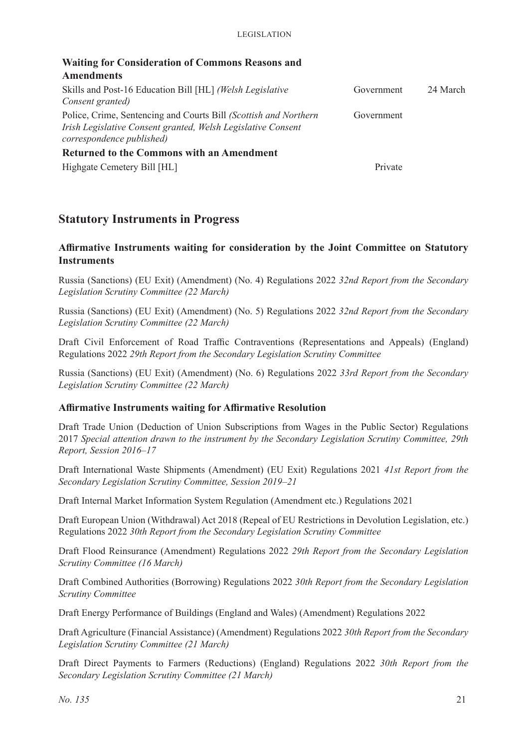**Waiting for Consideration of Commons Reasons and Amendments**

| | | |
|---|---|---|
| Skills and Post-16 Education Bill [HL] *(Welsh Legislative Consent granted)* | Government | 24 March |
| Police, Crime, Sentencing and Courts Bill *(Scottish and Northern Irish Legislative Consent granted, Welsh Legislative Consent correspondence published)* | Government | |

**Returned to the Commons with an Amendment**

| | | |
|---|---|---|
| Highgate Cemetery Bill [HL] | Private | |

## Statutory Instruments in Progress

### Affirmative Instruments waiting for consideration by the Joint Committee on Statutory Instruments

Russia (Sanctions) (EU Exit) (Amendment) (No. 4) Regulations 2022 *32nd Report from the Secondary Legislation Scrutiny Committee (22 March)*

Russia (Sanctions) (EU Exit) (Amendment) (No. 5) Regulations 2022 *32nd Report from the Secondary Legislation Scrutiny Committee (22 March)*

Draft Civil Enforcement of Road Traffic Contraventions (Representations and Appeals) (England) Regulations 2022 *29th Report from the Secondary Legislation Scrutiny Committee*

Russia (Sanctions) (EU Exit) (Amendment) (No. 6) Regulations 2022 *33rd Report from the Secondary Legislation Scrutiny Committee (22 March)*

### Affirmative Instruments waiting for Affirmative Resolution

Draft Trade Union (Deduction of Union Subscriptions from Wages in the Public Sector) Regulations 2017 *Special attention drawn to the instrument by the Secondary Legislation Scrutiny Committee, 29th Report, Session 2016–17*

Draft International Waste Shipments (Amendment) (EU Exit) Regulations 2021 *41st Report from the Secondary Legislation Scrutiny Committee, Session 2019–21*

Draft Internal Market Information System Regulation (Amendment etc.) Regulations 2021

Draft European Union (Withdrawal) Act 2018 (Repeal of EU Restrictions in Devolution Legislation, etc.) Regulations 2022 *30th Report from the Secondary Legislation Scrutiny Committee*

Draft Flood Reinsurance (Amendment) Regulations 2022 *29th Report from the Secondary Legislation Scrutiny Committee (16 March)*

Draft Combined Authorities (Borrowing) Regulations 2022 *30th Report from the Secondary Legislation Scrutiny Committee*

Draft Energy Performance of Buildings (England and Wales) (Amendment) Regulations 2022

Draft Agriculture (Financial Assistance) (Amendment) Regulations 2022 *30th Report from the Secondary Legislation Scrutiny Committee (21 March)*

Draft Direct Payments to Farmers (Reductions) (England) Regulations 2022 *30th Report from the Secondary Legislation Scrutiny Committee (21 March)*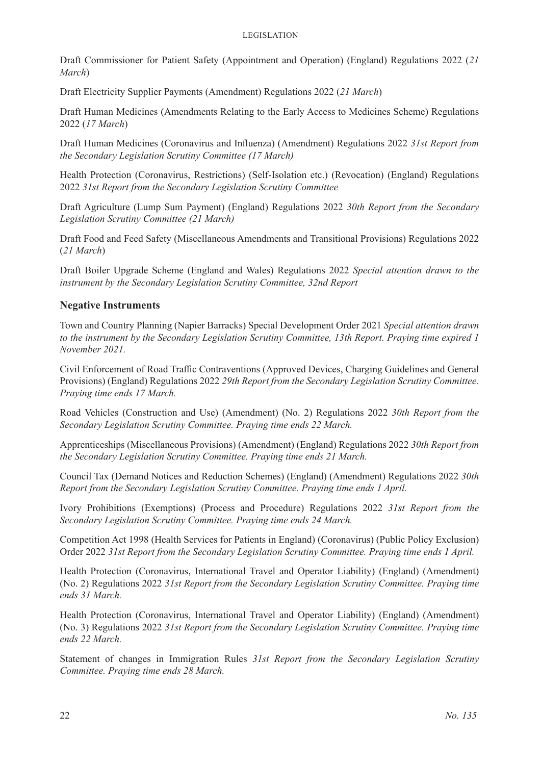Draft Commissioner for Patient Safety (Appointment and Operation) (England) Regulations 2022 (*21 March*)

Draft Electricity Supplier Payments (Amendment) Regulations 2022 (*21 March*)

Draft Human Medicines (Amendments Relating to the Early Access to Medicines Scheme) Regulations 2022 (*17 March*)

Draft Human Medicines (Coronavirus and Influenza) (Amendment) Regulations 2022 *31st Report from the Secondary Legislation Scrutiny Committee (17 March)*

Health Protection (Coronavirus, Restrictions) (Self-Isolation etc.) (Revocation) (England) Regulations 2022 *31st Report from the Secondary Legislation Scrutiny Committee*

Draft Agriculture (Lump Sum Payment) (England) Regulations 2022 *30th Report from the Secondary Legislation Scrutiny Committee (21 March)*

Draft Food and Feed Safety (Miscellaneous Amendments and Transitional Provisions) Regulations 2022 (*21 March*)

Draft Boiler Upgrade Scheme (England and Wales) Regulations 2022 *Special attention drawn to the instrument by the Secondary Legislation Scrutiny Committee, 32nd Report*

## Negative Instruments

Town and Country Planning (Napier Barracks) Special Development Order 2021 *Special attention drawn to the instrument by the Secondary Legislation Scrutiny Committee, 13th Report. Praying time expired 1 November 2021.*

Civil Enforcement of Road Traffic Contraventions (Approved Devices, Charging Guidelines and General Provisions) (England) Regulations 2022 *29th Report from the Secondary Legislation Scrutiny Committee. Praying time ends 17 March.*

Road Vehicles (Construction and Use) (Amendment) (No. 2) Regulations 2022 *30th Report from the Secondary Legislation Scrutiny Committee. Praying time ends 22 March.*

Apprenticeships (Miscellaneous Provisions) (Amendment) (England) Regulations 2022 *30th Report from the Secondary Legislation Scrutiny Committee. Praying time ends 21 March.*

Council Tax (Demand Notices and Reduction Schemes) (England) (Amendment) Regulations 2022 *30th Report from the Secondary Legislation Scrutiny Committee. Praying time ends 1 April.*

Ivory Prohibitions (Exemptions) (Process and Procedure) Regulations 2022 *31st Report from the Secondary Legislation Scrutiny Committee. Praying time ends 24 March.*

Competition Act 1998 (Health Services for Patients in England) (Coronavirus) (Public Policy Exclusion) Order 2022 *31st Report from the Secondary Legislation Scrutiny Committee. Praying time ends 1 April.*

Health Protection (Coronavirus, International Travel and Operator Liability) (England) (Amendment) (No. 2) Regulations 2022 *31st Report from the Secondary Legislation Scrutiny Committee. Praying time ends 31 March.*

Health Protection (Coronavirus, International Travel and Operator Liability) (England) (Amendment) (No. 3) Regulations 2022 *31st Report from the Secondary Legislation Scrutiny Committee. Praying time ends 22 March.*

Statement of changes in Immigration Rules *31st Report from the Secondary Legislation Scrutiny Committee. Praying time ends 28 March.*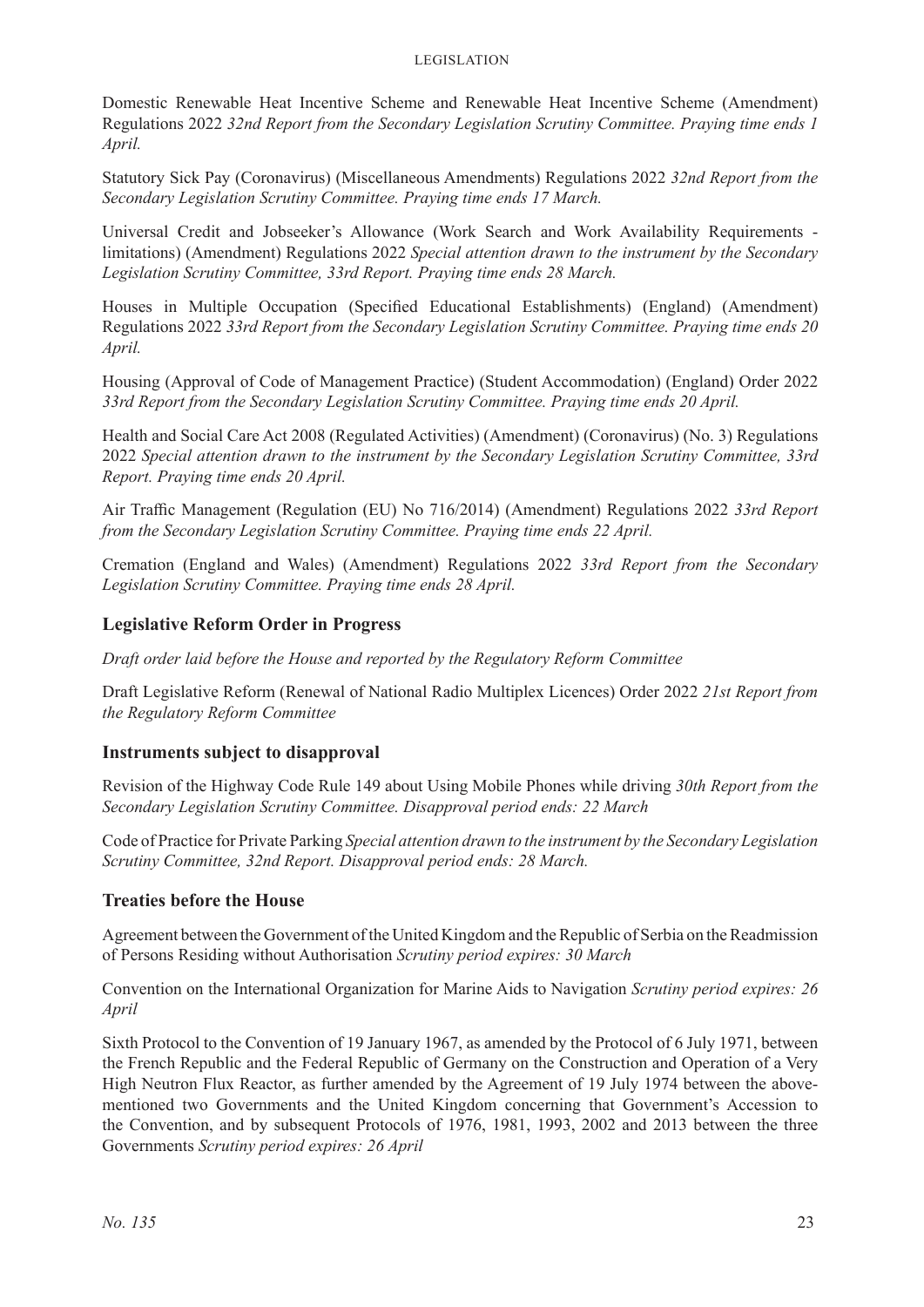Domestic Renewable Heat Incentive Scheme and Renewable Heat Incentive Scheme (Amendment) Regulations 2022 *32nd Report from the Secondary Legislation Scrutiny Committee. Praying time ends 1 April.*

Statutory Sick Pay (Coronavirus) (Miscellaneous Amendments) Regulations 2022 *32nd Report from the Secondary Legislation Scrutiny Committee. Praying time ends 17 March.*

Universal Credit and Jobseeker's Allowance (Work Search and Work Availability Requirements - limitations) (Amendment) Regulations 2022 *Special attention drawn to the instrument by the Secondary Legislation Scrutiny Committee, 33rd Report. Praying time ends 28 March.*

Houses in Multiple Occupation (Specified Educational Establishments) (England) (Amendment) Regulations 2022 *33rd Report from the Secondary Legislation Scrutiny Committee. Praying time ends 20 April.*

Housing (Approval of Code of Management Practice) (Student Accommodation) (England) Order 2022 *33rd Report from the Secondary Legislation Scrutiny Committee. Praying time ends 20 April.*

Health and Social Care Act 2008 (Regulated Activities) (Amendment) (Coronavirus) (No. 3) Regulations 2022 *Special attention drawn to the instrument by the Secondary Legislation Scrutiny Committee, 33rd Report. Praying time ends 20 April.*

Air Traffic Management (Regulation (EU) No 716/2014) (Amendment) Regulations 2022 *33rd Report from the Secondary Legislation Scrutiny Committee. Praying time ends 22 April.*

Cremation (England and Wales) (Amendment) Regulations 2022 *33rd Report from the Secondary Legislation Scrutiny Committee. Praying time ends 28 April.*

## Legislative Reform Order in Progress

*Draft order laid before the House and reported by the Regulatory Reform Committee*

Draft Legislative Reform (Renewal of National Radio Multiplex Licences) Order 2022 *21st Report from the Regulatory Reform Committee*

## Instruments subject to disapproval

Revision of the Highway Code Rule 149 about Using Mobile Phones while driving *30th Report from the Secondary Legislation Scrutiny Committee. Disapproval period ends: 22 March*

Code of Practice for Private Parking *Special attention drawn to the instrument by the Secondary Legislation Scrutiny Committee, 32nd Report. Disapproval period ends: 28 March.*

## Treaties before the House

Agreement between the Government of the United Kingdom and the Republic of Serbia on the Readmission of Persons Residing without Authorisation *Scrutiny period expires: 30 March*

Convention on the International Organization for Marine Aids to Navigation *Scrutiny period expires: 26 April*

Sixth Protocol to the Convention of 19 January 1967, as amended by the Protocol of 6 July 1971, between the French Republic and the Federal Republic of Germany on the Construction and Operation of a Very High Neutron Flux Reactor, as further amended by the Agreement of 19 July 1974 between the above-mentioned two Governments and the United Kingdom concerning that Government's Accession to the Convention, and by subsequent Protocols of 1976, 1981, 1993, 2002 and 2013 between the three Governments *Scrutiny period expires: 26 April*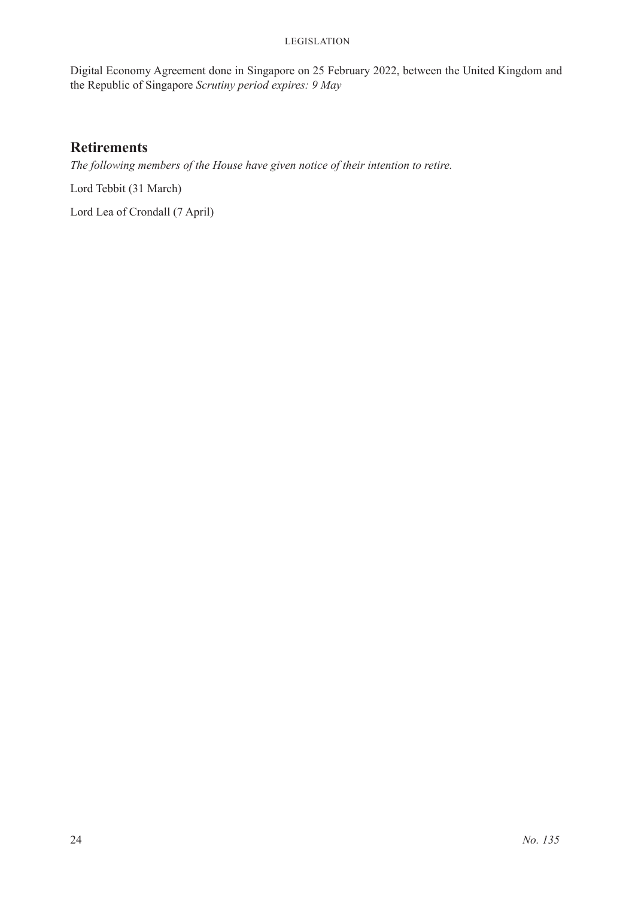Digital Economy Agreement done in Singapore on 25 February 2022, between the United Kingdom and the Republic of Singapore *Scrutiny period expires: 9 May*

## Retirements

*The following members of the House have given notice of their intention to retire.*

Lord Tebbit (31 March)

Lord Lea of Crondall (7 April)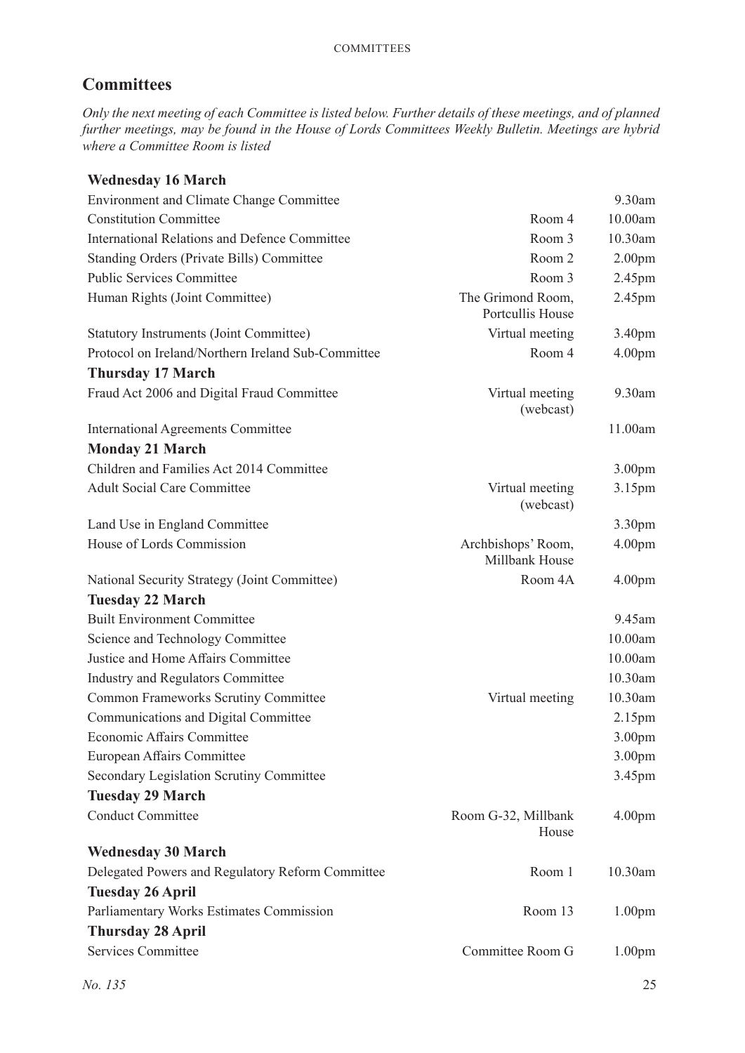## Committees

*Only the next meeting of each Committee is listed below. Further details of these meetings, and of planned further meetings, may be found in the House of Lords Committees Weekly Bulletin. Meetings are hybrid where a Committee Room is listed*

| | | |
|---|---|---|
| **Wednesday 16 March** | | |
| Environment and Climate Change Committee | | 9.30am |
| Constitution Committee | Room 4 | 10.00am |
| International Relations and Defence Committee | Room 3 | 10.30am |
| Standing Orders (Private Bills) Committee | Room 2 | 2.00pm |
| Public Services Committee | Room 3 | 2.45pm |
| Human Rights (Joint Committee) | The Grimond Room, Portcullis House | 2.45pm |
| Statutory Instruments (Joint Committee) | Virtual meeting | 3.40pm |
| Protocol on Ireland/Northern Ireland Sub-Committee | Room 4 | 4.00pm |
| **Thursday 17 March** | | |
| Fraud Act 2006 and Digital Fraud Committee | Virtual meeting (webcast) | 9.30am |
| International Agreements Committee | | 11.00am |
| **Monday 21 March** | | |
| Children and Families Act 2014 Committee | | 3.00pm |
| Adult Social Care Committee | Virtual meeting (webcast) | 3.15pm |
| Land Use in England Committee | | 3.30pm |
| House of Lords Commission | Archbishops' Room, Millbank House | 4.00pm |
| National Security Strategy (Joint Committee) | Room 4A | 4.00pm |
| **Tuesday 22 March** | | |
| Built Environment Committee | | 9.45am |
| Science and Technology Committee | | 10.00am |
| Justice and Home Affairs Committee | | 10.00am |
| Industry and Regulators Committee | | 10.30am |
| Common Frameworks Scrutiny Committee | Virtual meeting | 10.30am |
| Communications and Digital Committee | | 2.15pm |
| Economic Affairs Committee | | 3.00pm |
| European Affairs Committee | | 3.00pm |
| Secondary Legislation Scrutiny Committee | | 3.45pm |
| **Tuesday 29 March** | | |
| Conduct Committee | Room G-32, Millbank House | 4.00pm |
| **Wednesday 30 March** | | |
| Delegated Powers and Regulatory Reform Committee | Room 1 | 10.30am |
| **Tuesday 26 April** | | |
| Parliamentary Works Estimates Commission | Room 13 | 1.00pm |
| **Thursday 28 April** | | |
| Services Committee | Committee Room G | 1.00pm |

*No. 135*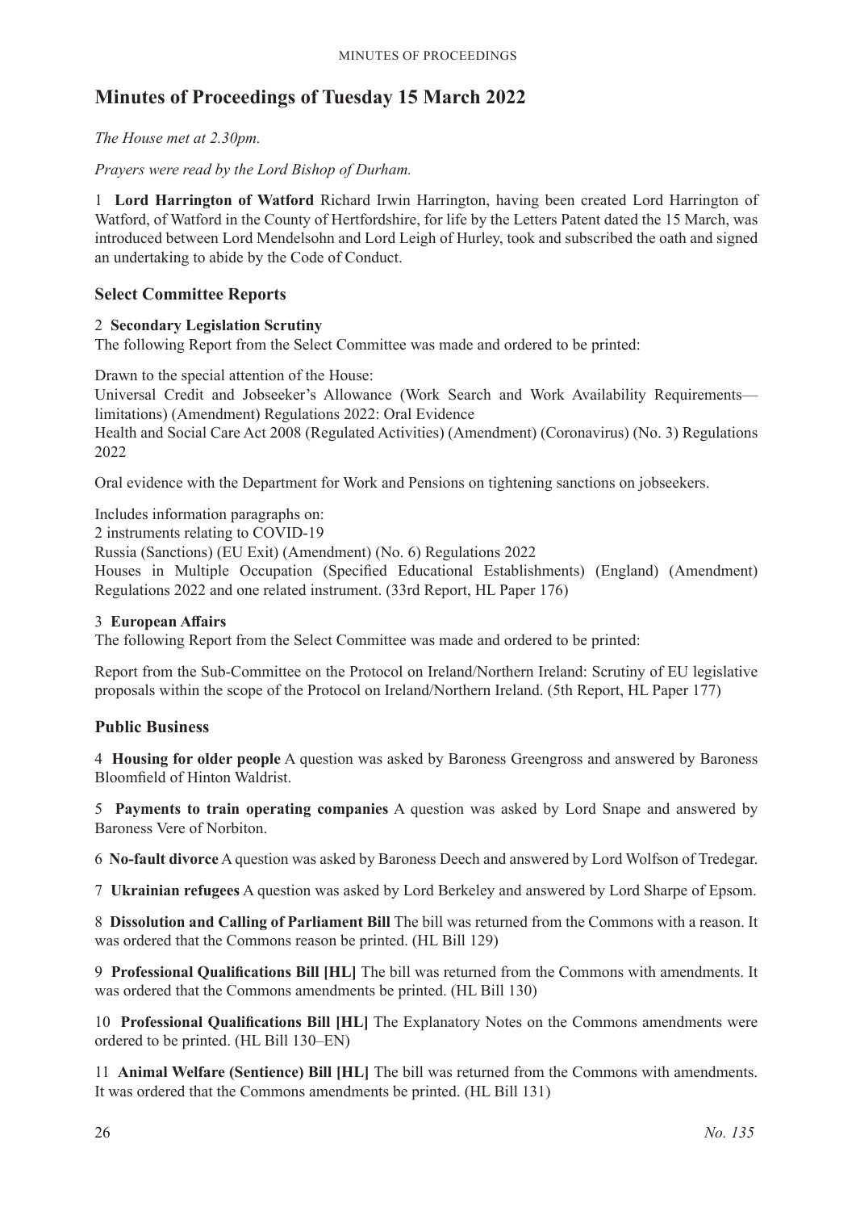# Minutes of Proceedings of Tuesday 15 March 2022

*The House met at 2.30pm.*

*Prayers were read by the Lord Bishop of Durham.*

1 **Lord Harrington of Watford** Richard Irwin Harrington, having been created Lord Harrington of Watford, of Watford in the County of Hertfordshire, for life by the Letters Patent dated the 15 March, was introduced between Lord Mendelsohn and Lord Leigh of Hurley, took and subscribed the oath and signed an undertaking to abide by the Code of Conduct.

## Select Committee Reports

2 **Secondary Legislation Scrutiny**
The following Report from the Select Committee was made and ordered to be printed:

Drawn to the special attention of the House:
Universal Credit and Jobseeker's Allowance (Work Search and Work Availability Requirements—limitations) (Amendment) Regulations 2022: Oral Evidence
Health and Social Care Act 2008 (Regulated Activities) (Amendment) (Coronavirus) (No. 3) Regulations 2022

Oral evidence with the Department for Work and Pensions on tightening sanctions on jobseekers.

Includes information paragraphs on:
2 instruments relating to COVID-19
Russia (Sanctions) (EU Exit) (Amendment) (No. 6) Regulations 2022
Houses in Multiple Occupation (Specified Educational Establishments) (England) (Amendment) Regulations 2022 and one related instrument. (33rd Report, HL Paper 176)

3 **European Affairs**
The following Report from the Select Committee was made and ordered to be printed:

Report from the Sub-Committee on the Protocol on Ireland/Northern Ireland: Scrutiny of EU legislative proposals within the scope of the Protocol on Ireland/Northern Ireland. (5th Report, HL Paper 177)

## Public Business

4 **Housing for older people** A question was asked by Baroness Greengross and answered by Baroness Bloomfield of Hinton Waldrist.

5 **Payments to train operating companies** A question was asked by Lord Snape and answered by Baroness Vere of Norbiton.

6 **No-fault divorce** A question was asked by Baroness Deech and answered by Lord Wolfson of Tredegar.

7 **Ukrainian refugees** A question was asked by Lord Berkeley and answered by Lord Sharpe of Epsom.

8 **Dissolution and Calling of Parliament Bill** The bill was returned from the Commons with a reason. It was ordered that the Commons reason be printed. (HL Bill 129)

9 **Professional Qualifications Bill [HL]** The bill was returned from the Commons with amendments. It was ordered that the Commons amendments be printed. (HL Bill 130)

10 **Professional Qualifications Bill [HL]** The Explanatory Notes on the Commons amendments were ordered to be printed. (HL Bill 130–EN)

11 **Animal Welfare (Sentience) Bill [HL]** The bill was returned from the Commons with amendments. It was ordered that the Commons amendments be printed. (HL Bill 131)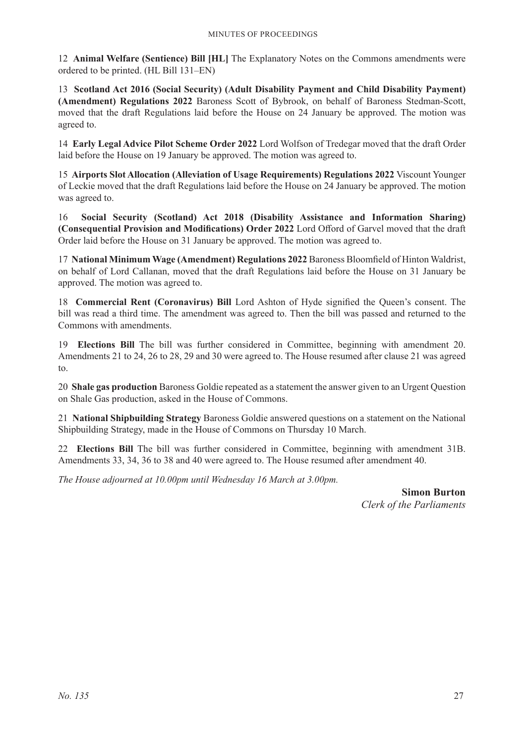12 **Animal Welfare (Sentience) Bill [HL]** The Explanatory Notes on the Commons amendments were ordered to be printed. (HL Bill 131–EN)

13 **Scotland Act 2016 (Social Security) (Adult Disability Payment and Child Disability Payment) (Amendment) Regulations 2022** Baroness Scott of Bybrook, on behalf of Baroness Stedman-Scott, moved that the draft Regulations laid before the House on 24 January be approved. The motion was agreed to.

14 **Early Legal Advice Pilot Scheme Order 2022** Lord Wolfson of Tredegar moved that the draft Order laid before the House on 19 January be approved. The motion was agreed to.

15 **Airports Slot Allocation (Alleviation of Usage Requirements) Regulations 2022** Viscount Younger of Leckie moved that the draft Regulations laid before the House on 24 January be approved. The motion was agreed to.

16 **Social Security (Scotland) Act 2018 (Disability Assistance and Information Sharing) (Consequential Provision and Modifications) Order 2022** Lord Offord of Garvel moved that the draft Order laid before the House on 31 January be approved. The motion was agreed to.

17 **National Minimum Wage (Amendment) Regulations 2022** Baroness Bloomfield of Hinton Waldrist, on behalf of Lord Callanan, moved that the draft Regulations laid before the House on 31 January be approved. The motion was agreed to.

18 **Commercial Rent (Coronavirus) Bill** Lord Ashton of Hyde signified the Queen's consent. The bill was read a third time. The amendment was agreed to. Then the bill was passed and returned to the Commons with amendments.

19 **Elections Bill** The bill was further considered in Committee, beginning with amendment 20. Amendments 21 to 24, 26 to 28, 29 and 30 were agreed to. The House resumed after clause 21 was agreed to.

20 **Shale gas production** Baroness Goldie repeated as a statement the answer given to an Urgent Question on Shale Gas production, asked in the House of Commons.

21 **National Shipbuilding Strategy** Baroness Goldie answered questions on a statement on the National Shipbuilding Strategy, made in the House of Commons on Thursday 10 March.

22 **Elections Bill** The bill was further considered in Committee, beginning with amendment 31B. Amendments 33, 34, 36 to 38 and 40 were agreed to. The House resumed after amendment 40.

*The House adjourned at 10.00pm until Wednesday 16 March at 3.00pm.*

**Simon Burton**
*Clerk of the Parliaments*

*No. 135*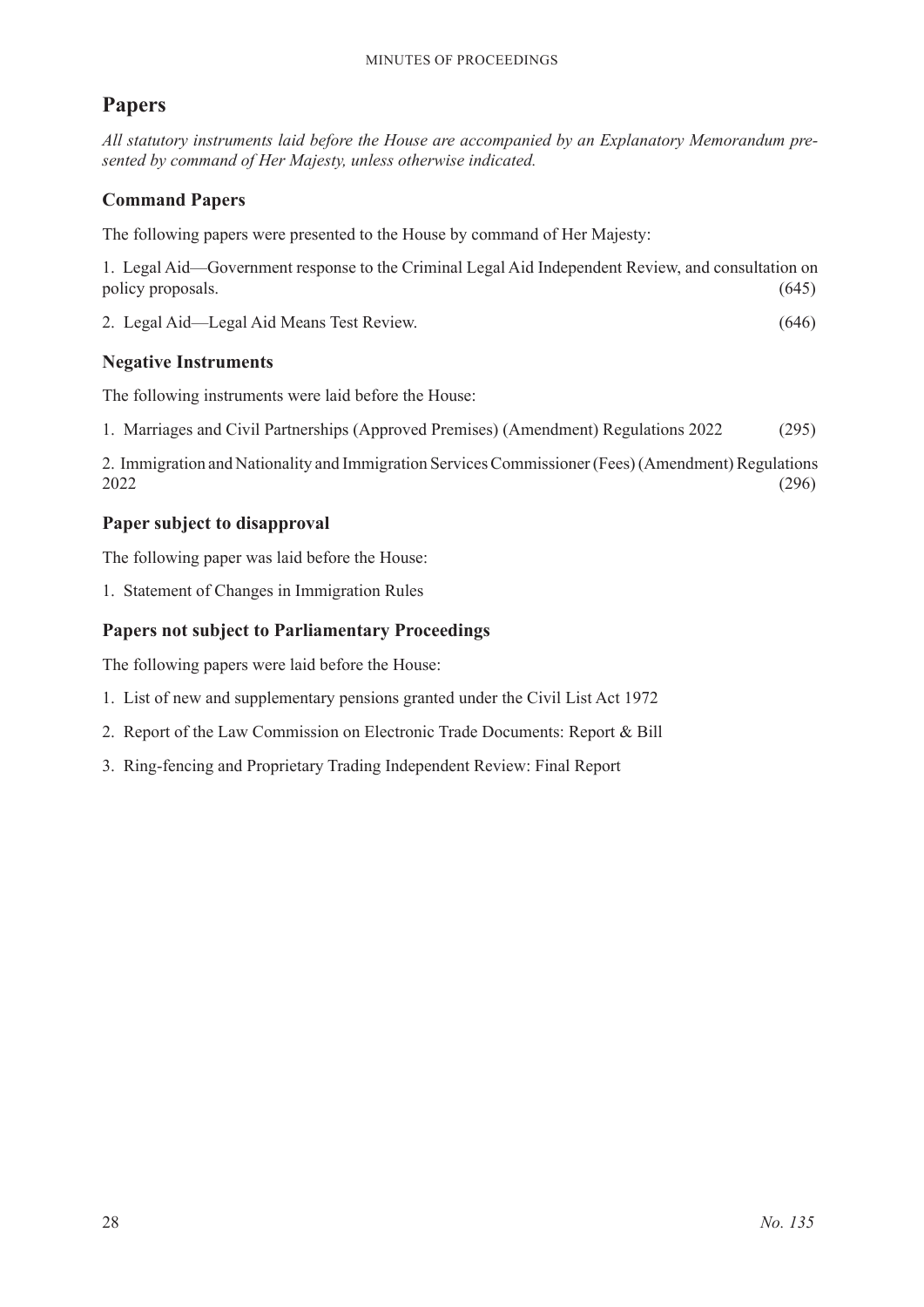## Papers

*All statutory instruments laid before the House are accompanied by an Explanatory Memorandum presented by command of Her Majesty, unless otherwise indicated.*

### Command Papers

The following papers were presented to the House by command of Her Majesty:

1. Legal Aid—Government response to the Criminal Legal Aid Independent Review, and consultation on policy proposals. (645)

2. Legal Aid—Legal Aid Means Test Review. (646)

### Negative Instruments

The following instruments were laid before the House:

1. Marriages and Civil Partnerships (Approved Premises) (Amendment) Regulations 2022 (295)

2. Immigration and Nationality and Immigration Services Commissioner (Fees) (Amendment) Regulations 2022 (296)

### Paper subject to disapproval

The following paper was laid before the House:

1. Statement of Changes in Immigration Rules

### Papers not subject to Parliamentary Proceedings

The following papers were laid before the House:

1. List of new and supplementary pensions granted under the Civil List Act 1972

2. Report of the Law Commission on Electronic Trade Documents: Report & Bill

3. Ring-fencing and Proprietary Trading Independent Review: Final Report

*No. 135*